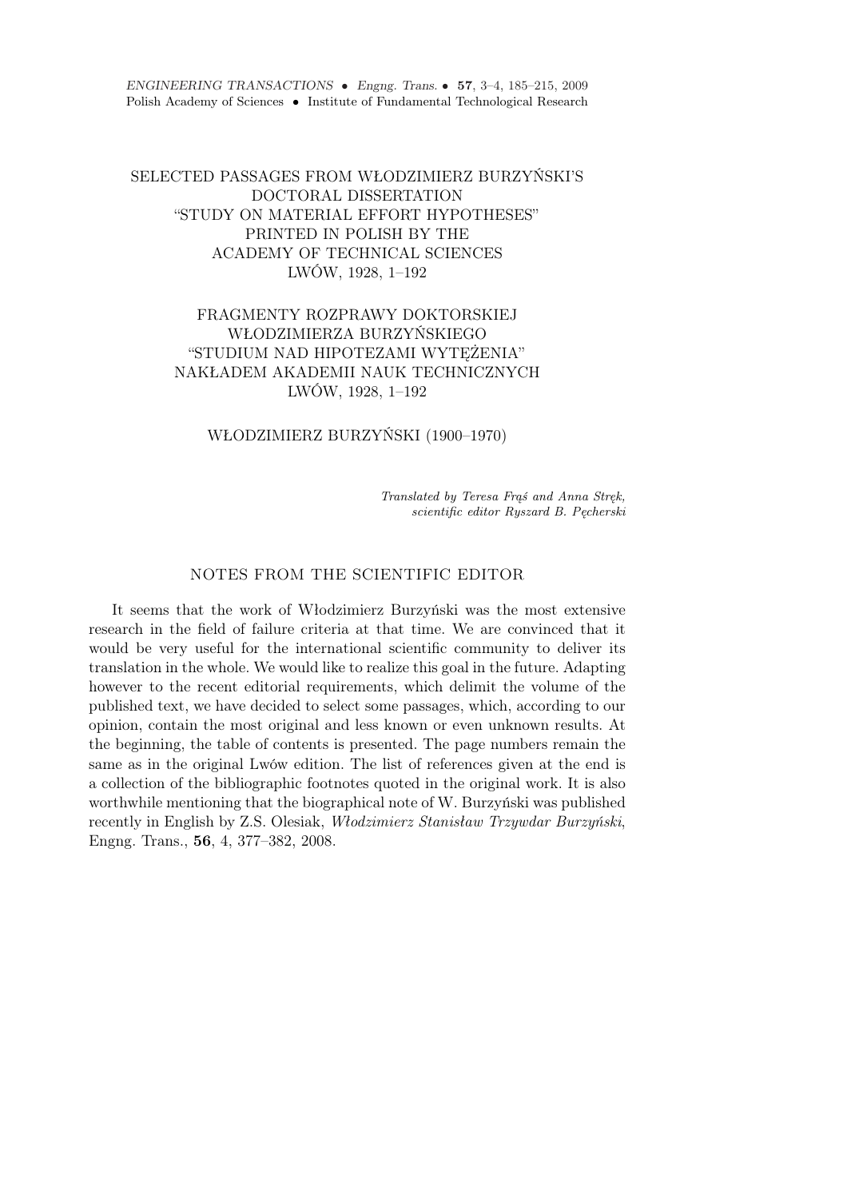# SELECTED PASSAGES FROM WŁODZIMIERZ BURZYŃSKI'S DOCTORAL DISSERTATION "STUDY ON MATERIAL EFFORT HYPOTHESES" PRINTED IN POLISH BY THE ACADEMY OF TECHNICAL SCIENCES LWÓW, 1928, 1–192

# FRAGMENTY ROZPRAWY DOKTORSKIEJ WŁODZIMIERZA BURZYŃSKIEGO "STUDIUM NAD HIPOTEZAMI WYTĘŻENIA" NAKŁADEM AKADEMII NAUK TECHNICZNYCH LWÓW, 1928, 1–192

WŁODZIMIERZ BURZYŃSKI (1900–1970)

*Translated by Teresa Frąś and Anna Stręk, scientific editor Ryszard B. Pęcherski*

## NOTES FROM THE SCIENTIFIC EDITOR

It seems that the work of Włodzimierz Burzyński was the most extensive research in the field of failure criteria at that time. We are convinced that it would be very useful for the international scientific community to deliver its translation in the whole. We would like to realize this goal in the future. Adapting however to the recent editorial requirements, which delimit the volume of the published text, we have decided to select some passages, which, according to our opinion, contain the most original and less known or even unknown results. At the beginning, the table of contents is presented. The page numbers remain the same as in the original Lwów edition. The list of references given at the end is a collection of the bibliographic footnotes quoted in the original work. It is also worthwhile mentioning that the biographical note of W. Burzyński was published recently in English by Z.S. Olesiak, *Włodzimierz Stanisław Trzywdar Burzyński*, Engng. Trans., **56**, 4, 377–382, 2008.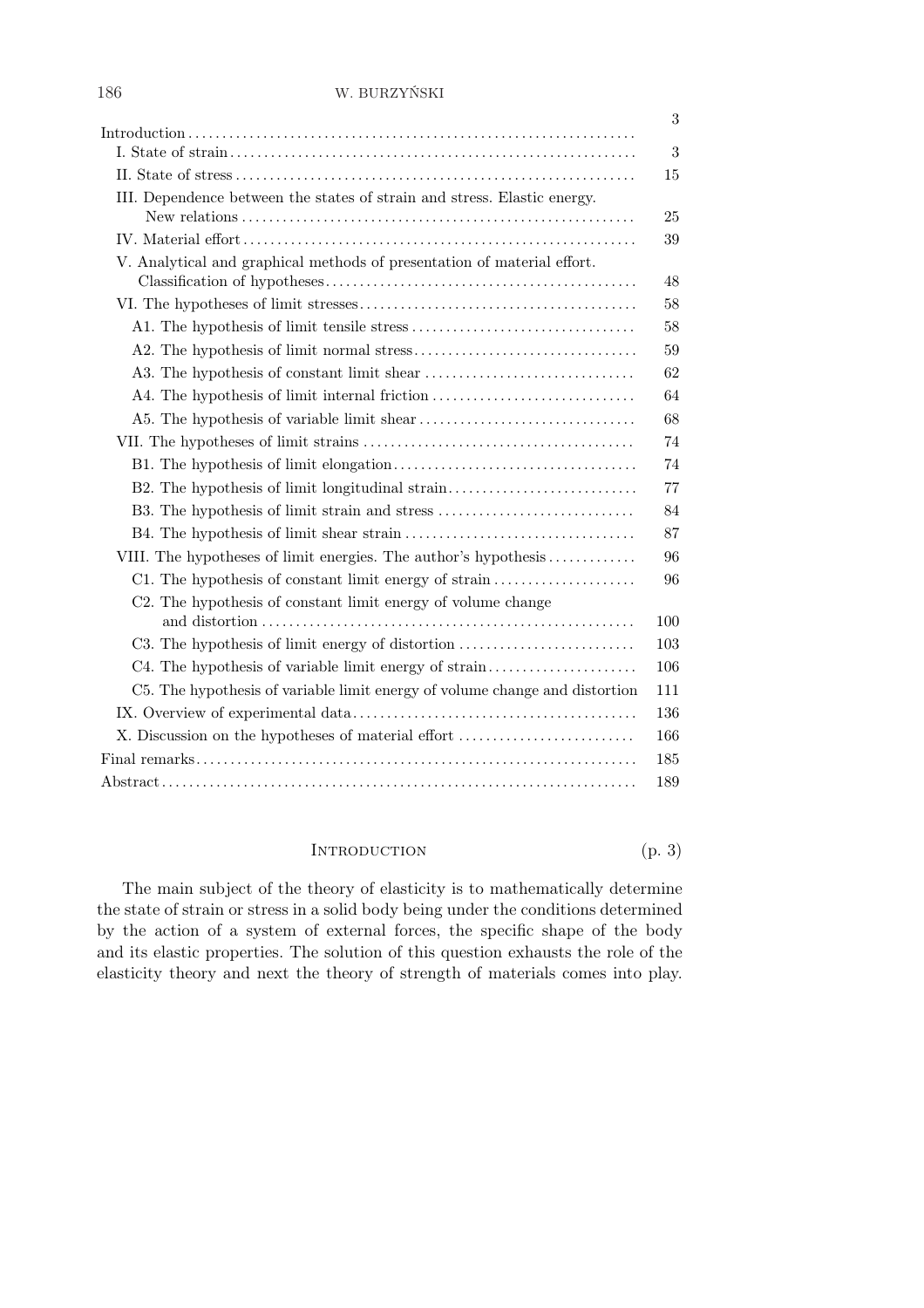| | |
|---|---|
| Introduction | 3 |
| I. State of strain | 3 |
| II. State of stress | 15 |
| III. Dependence between the states of strain and stress. Elastic energy. New relations | 25 |
| IV. Material effort | 39 |
| V. Analytical and graphical methods of presentation of material effort. Classification of hypotheses | 48 |
| VI. The hypotheses of limit stresses | 58 |
| A1. The hypothesis of limit tensile stress | 58 |
| A2. The hypothesis of limit normal stress | 59 |
| A3. The hypothesis of constant limit shear | 62 |
| A4. The hypothesis of limit internal friction | 64 |
| A5. The hypothesis of variable limit shear | 68 |
| VII. The hypotheses of limit strains | 74 |
| B1. The hypothesis of limit elongation | 74 |
| B2. The hypothesis of limit longitudinal strain | 77 |
| B3. The hypothesis of limit strain and stress | 84 |
| B4. The hypothesis of limit shear strain | 87 |
| VIII. The hypotheses of limit energies. The author's hypothesis | 96 |
| C1. The hypothesis of constant limit energy of strain | 96 |
| C2. The hypothesis of constant limit energy of volume change and distortion | 100 |
| C3. The hypothesis of limit energy of distortion | 103 |
| C4. The hypothesis of variable limit energy of strain | 106 |
| C5. The hypothesis of variable limit energy of volume change and distortion | 111 |
| IX. Overview of experimental data | 136 |
| X. Discussion on the hypotheses of material effort | 166 |
| Final remarks | 185 |
| Abstract | 189 |

## Introduction (p. 3)

The main subject of the theory of elasticity is to mathematically determine the state of strain or stress in a solid body being under the conditions determined by the action of a system of external forces, the specific shape of the body and its elastic properties. The solution of this question exhausts the role of the elasticity theory and next the theory of strength of materials comes into play.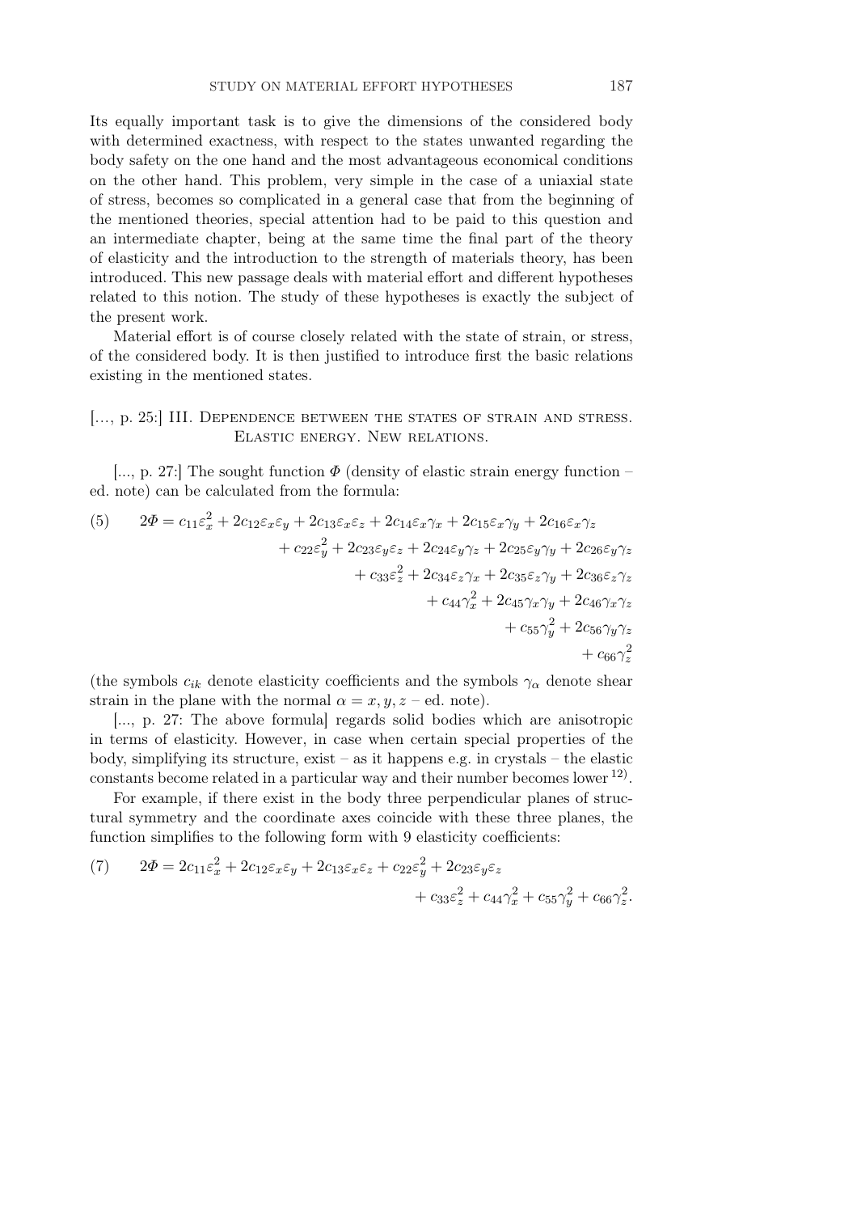Its equally important task is to give the dimensions of the considered body with determined exactness, with respect to the states unwanted regarding the body safety on the one hand and the most advantageous economical conditions on the other hand. This problem, very simple in the case of a uniaxial state of stress, becomes so complicated in a general case that from the beginning of the mentioned theories, special attention had to be paid to this question and an intermediate chapter, being at the same time the final part of the theory of elasticity and the introduction to the strength of materials theory, has been introduced. This new passage deals with material effort and different hypotheses related to this notion. The study of these hypotheses is exactly the subject of the present work.

Material effort is of course closely related with the state of strain, or stress, of the considered body. It is then justified to introduce first the basic relations existing in the mentioned states.

[..., p. 25:] III. Dependence between the states of strain and stress. Elastic energy. New relations.

[..., p. 27:] The sought function $\Phi$ (density of elastic strain energy function – ed. note) can be calculated from the formula:

$$
\begin{aligned}
(5) \qquad 2\Phi = c_{11}\varepsilon_x^2 &+ 2c_{12}\varepsilon_x\varepsilon_y + 2c_{13}\varepsilon_x\varepsilon_z + 2c_{14}\varepsilon_x\gamma_x + 2c_{15}\varepsilon_x\gamma_y + 2c_{16}\varepsilon_x\gamma_z \\
&+ c_{22}\varepsilon_y^2 + 2c_{23}\varepsilon_y\varepsilon_z + 2c_{24}\varepsilon_y\gamma_z + 2c_{25}\varepsilon_y\gamma_y + 2c_{26}\varepsilon_y\gamma_z \\
&+ c_{33}\varepsilon_z^2 + 2c_{34}\varepsilon_z\gamma_x + 2c_{35}\varepsilon_z\gamma_y + 2c_{36}\varepsilon_z\gamma_z \\
&+ c_{44}\gamma_x^2 + 2c_{45}\gamma_x\gamma_y + 2c_{46}\gamma_x\gamma_z \\
&+ c_{55}\gamma_y^2 + 2c_{56}\gamma_y\gamma_z \\
&+ c_{66}\gamma_z^2
\end{aligned}
$$

(the symbols $c_{ik}$ denote elasticity coefficients and the symbols $\gamma_\alpha$ denote shear strain in the plane with the normal $\alpha = x, y, z$ – ed. note).

[..., p. 27: The above formula] regards solid bodies which are anisotropic in terms of elasticity. However, in case when certain special properties of the body, simplifying its structure, exist – as it happens e.g. in crystals – the elastic constants become related in a particular way and their number becomes lower [12)].

For example, if there exist in the body three perpendicular planes of structural symmetry and the coordinate axes coincide with these three planes, the function simplifies to the following form with 9 elasticity coefficients:

$$
\begin{aligned}
(7) \qquad 2\Phi = 2c_{11}\varepsilon_x^2 &+ 2c_{12}\varepsilon_x\varepsilon_y + 2c_{13}\varepsilon_x\varepsilon_z + c_{22}\varepsilon_y^2 + 2c_{23}\varepsilon_y\varepsilon_z \\
&+ c_{33}\varepsilon_z^2 + c_{44}\gamma_x^2 + c_{55}\gamma_y^2 + c_{66}\gamma_z^2.
\end{aligned}
$$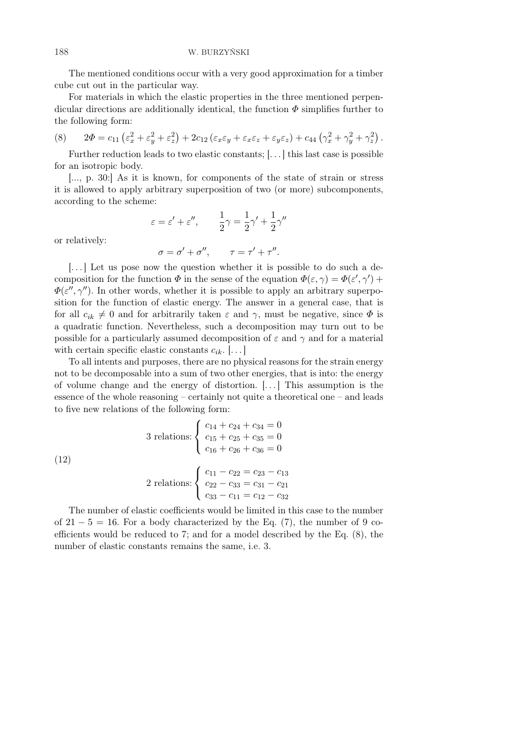The mentioned conditions occur with a very good approximation for a timber cube cut out in the particular way.

For materials in which the elastic properties in the three mentioned perpendicular directions are additionally identical, the function $\Phi$ simplifies further to the following form:

$$2\Phi = c_{11}\left(\varepsilon_x^2 + \varepsilon_y^2 + \varepsilon_z^2\right) + 2c_{12}\left(\varepsilon_x\varepsilon_y + \varepsilon_x\varepsilon_z + \varepsilon_y\varepsilon_z\right) + c_{44}\left(\gamma_x^2 + \gamma_y^2 + \gamma_z^2\right). \tag{8}$$

Further reduction leads to two elastic constants; [. . . ] this last case is possible for an isotropic body.

[..., p. 30:] As it is known, for components of the state of strain or stress it is allowed to apply arbitrary superposition of two (or more) subcomponents, according to the scheme:

$$\varepsilon = \varepsilon' + \varepsilon'', \qquad \frac{1}{2}\gamma = \frac{1}{2}\gamma' + \frac{1}{2}\gamma''$$

or relatively:

$$\sigma = \sigma' + \sigma'', \qquad \tau = \tau' + \tau''.$$

[. . . ] Let us pose now the question whether it is possible to do such a decomposition for the function $\Phi$ in the sense of the equation $\Phi(\varepsilon,\gamma) = \Phi(\varepsilon',\gamma') + \Phi(\varepsilon'',\gamma'')$. In other words, whether it is possible to apply an arbitrary superposition for the function of elastic energy. The answer in a general case, that is for all $c_{ik} \neq 0$ and for arbitrarily taken $\varepsilon$ and $\gamma$, must be negative, since $\Phi$ is a quadratic function. Nevertheless, such a decomposition may turn out to be possible for a particularly assumed decomposition of $\varepsilon$ and $\gamma$ and for a material with certain specific elastic constants $c_{ik}$. [. . . ]

To all intents and purposes, there are no physical reasons for the strain energy not to be decomposable into a sum of two other energies, that is into: the energy of volume change and the energy of distortion. [. . . ] This assumption is the essence of the whole reasoning – certainly not quite a theoretical one – and leads to five new relations of the following form:

$$\text{3 relations:} \begin{cases} c_{14} + c_{24} + c_{34} = 0 \\ c_{15} + c_{25} + c_{35} = 0 \\ c_{16} + c_{26} + c_{36} = 0 \end{cases} \tag{12}$$

$$\text{2 relations:} \begin{cases} c_{11} - c_{22} = c_{23} - c_{13} \\ c_{22} - c_{33} = c_{31} - c_{21} \\ c_{33} - c_{11} = c_{12} - c_{32} \end{cases}$$

The number of elastic coefficients would be limited in this case to the number of $21 - 5 = 16$. For a body characterized by the Eq. (7), the number of 9 coefficients would be reduced to 7; and for a model described by the Eq. (8), the number of elastic constants remains the same, i.e. 3.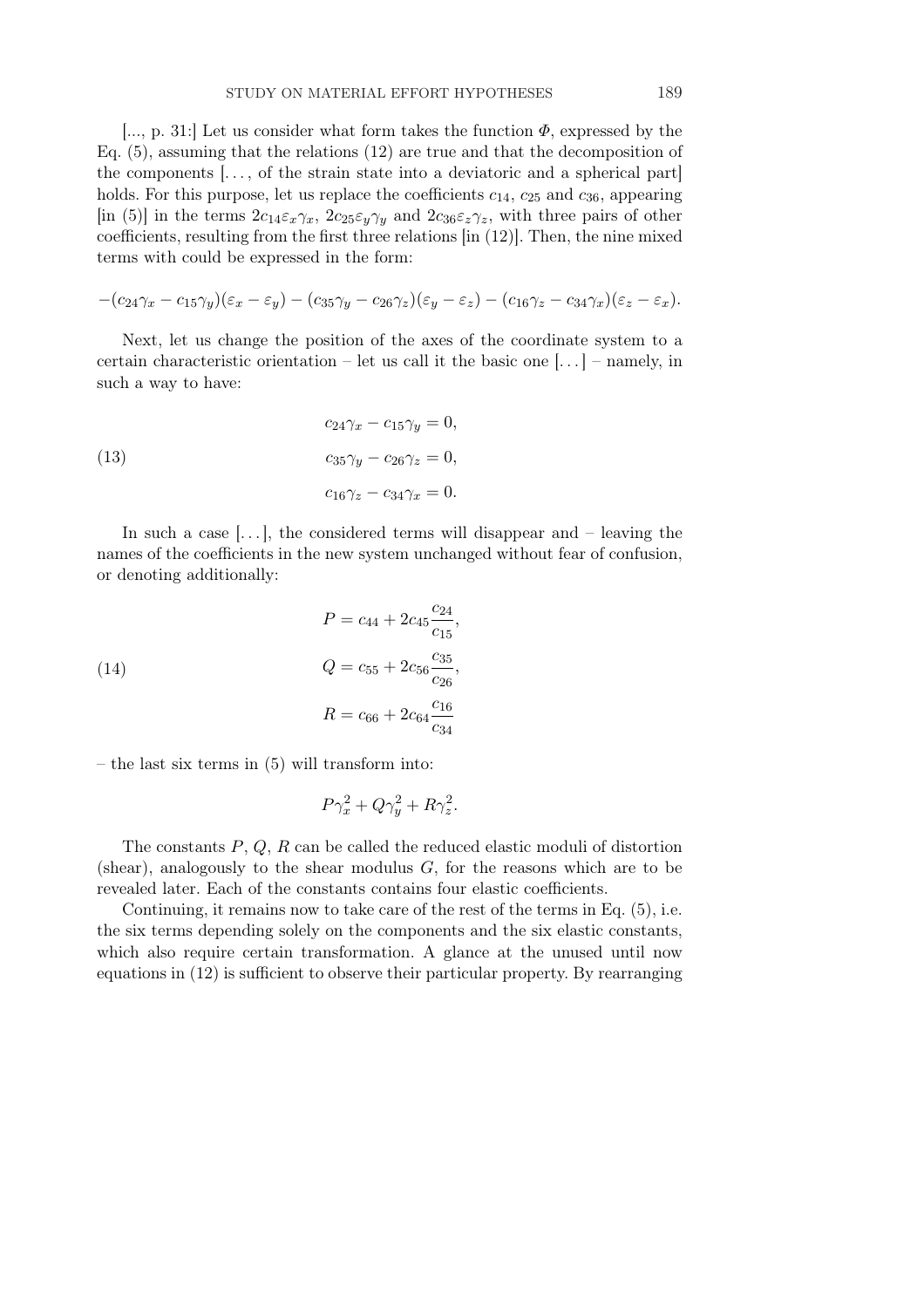[..., p. 31:] Let us consider what form takes the function $\Phi$, expressed by the Eq. (5), assuming that the relations (12) are true and that the decomposition of the components [. . . , of the strain state into a deviatoric and a spherical part] holds. For this purpose, let us replace the coefficients $c_{14}$, $c_{25}$ and $c_{36}$, appearing [in (5)] in the terms $2c_{14}\varepsilon_x\gamma_x$, $2c_{25}\varepsilon_y\gamma_y$ and $2c_{36}\varepsilon_z\gamma_z$, with three pairs of other coefficients, resulting from the first three relations [in (12)]. Then, the nine mixed terms with could be expressed in the form:

$$-(c_{24}\gamma_x - c_{15}\gamma_y)(\varepsilon_x - \varepsilon_y) - (c_{35}\gamma_y - c_{26}\gamma_z)(\varepsilon_y - \varepsilon_z) - (c_{16}\gamma_z - c_{34}\gamma_x)(\varepsilon_z - \varepsilon_x).$$

Next, let us change the position of the axes of the coordinate system to a certain characteristic orientation – let us call it the basic one [. . . ] – namely, in such a way to have:

$$\begin{aligned} c_{24}\gamma_x - c_{15}\gamma_y &= 0, \\ c_{35}\gamma_y - c_{26}\gamma_z &= 0, \\ c_{16}\gamma_z - c_{34}\gamma_x &= 0. \end{aligned} \tag{13}$$

In such a case [. . . ], the considered terms will disappear and – leaving the names of the coefficients in the new system unchanged without fear of confusion, or denoting additionally:

$$\begin{aligned} P &= c_{44} + 2c_{45}\frac{c_{24}}{c_{15}}, \\ Q &= c_{55} + 2c_{56}\frac{c_{35}}{c_{26}}, \\ R &= c_{66} + 2c_{64}\frac{c_{16}}{c_{34}} \end{aligned} \tag{14}$$

– the last six terms in (5) will transform into:

$$P\gamma_x^2 + Q\gamma_y^2 + R\gamma_z^2.$$

The constants $P$, $Q$, $R$ can be called the reduced elastic moduli of distortion (shear), analogously to the shear modulus $G$, for the reasons which are to be revealed later. Each of the constants contains four elastic coefficients.

Continuing, it remains now to take care of the rest of the terms in Eq. (5), i.e. the six terms depending solely on the components and the six elastic constants, which also require certain transformation. A glance at the unused until now equations in (12) is sufficient to observe their particular property. By rearranging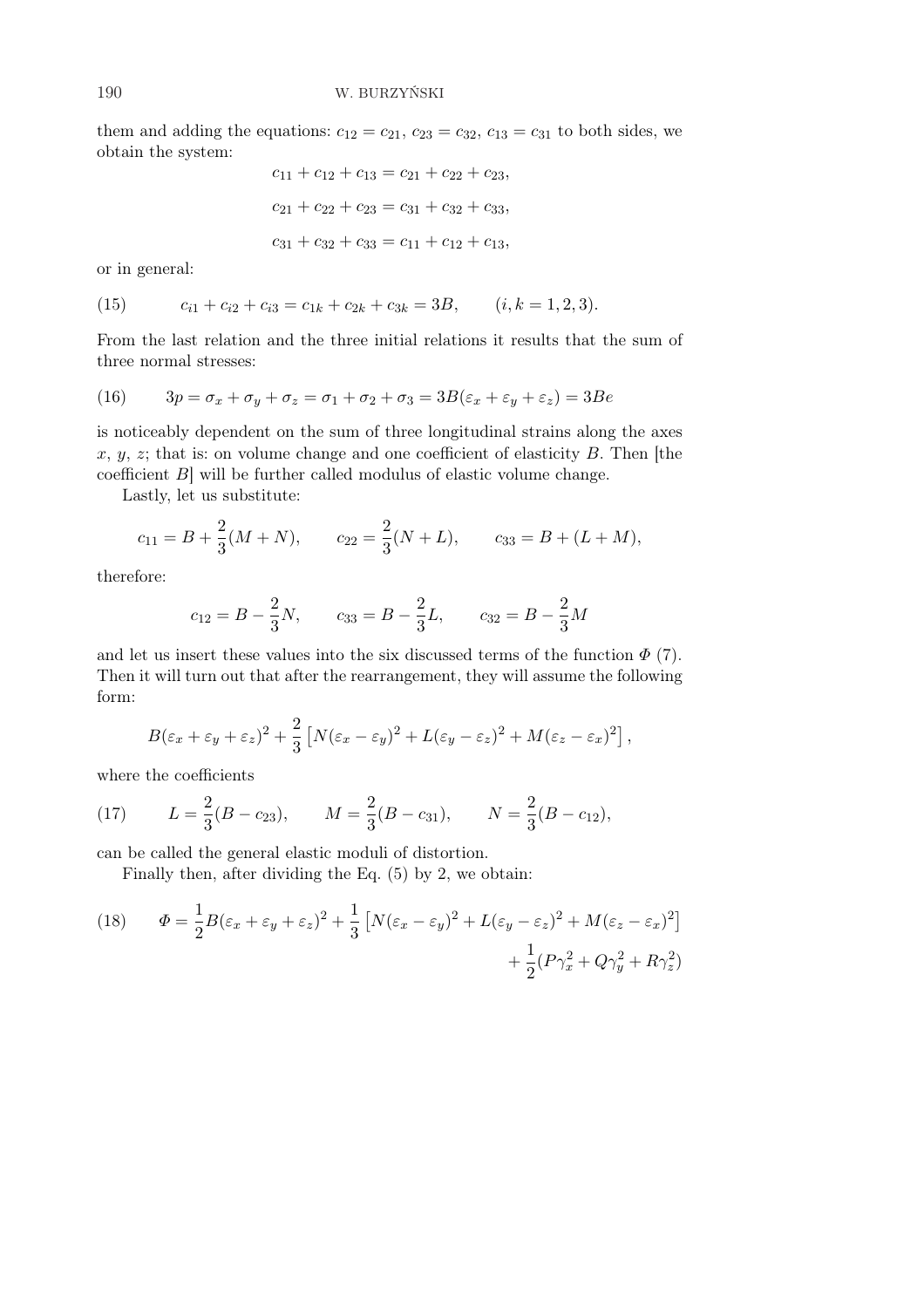them and adding the equations: $c_{12} = c_{21}$, $c_{23} = c_{32}$, $c_{13} = c_{31}$ to both sides, we obtain the system:

$$c_{11} + c_{12} + c_{13} = c_{21} + c_{22} + c_{23},$$

$$c_{21} + c_{22} + c_{23} = c_{31} + c_{32} + c_{33},$$

$$c_{31} + c_{32} + c_{33} = c_{11} + c_{12} + c_{13},$$

or in general:

$$c_{i1} + c_{i2} + c_{i3} = c_{1k} + c_{2k} + c_{3k} = 3B, \qquad (i, k = 1, 2, 3). \tag{15}$$

From the last relation and the three initial relations it results that the sum of three normal stresses:

$$3p = \sigma_x + \sigma_y + \sigma_z = \sigma_1 + \sigma_2 + \sigma_3 = 3B(\varepsilon_x + \varepsilon_y + \varepsilon_z) = 3Be \tag{16}$$

is noticeably dependent on the sum of three longitudinal strains along the axes $x$, $y$, $z$; that is: on volume change and one coefficient of elasticity $B$. Then [the coefficient $B$] will be further called modulus of elastic volume change.

Lastly, let us substitute:

$$c_{11} = B + \frac{2}{3}(M + N), \qquad c_{22} = \frac{2}{3}(N + L), \qquad c_{33} = B + (L + M),$$

therefore:

$$c_{12} = B - \frac{2}{3}N, \qquad c_{33} = B - \frac{2}{3}L, \qquad c_{32} = B - \frac{2}{3}M$$

and let us insert these values into the six discussed terms of the function $\Phi$ (7). Then it will turn out that after the rearrangement, they will assume the following form:

$$B(\varepsilon_x + \varepsilon_y + \varepsilon_z)^2 + \frac{2}{3}\left[N(\varepsilon_x - \varepsilon_y)^2 + L(\varepsilon_y - \varepsilon_z)^2 + M(\varepsilon_z - \varepsilon_x)^2\right],$$

where the coefficients

$$L = \frac{2}{3}(B - c_{23}), \qquad M = \frac{2}{3}(B - c_{31}), \qquad N = \frac{2}{3}(B - c_{12}), \tag{17}$$

can be called the general elastic moduli of distortion.

Finally then, after dividing the Eq. (5) by 2, we obtain:

$$\Phi = \frac{1}{2}B(\varepsilon_x + \varepsilon_y + \varepsilon_z)^2 + \frac{1}{3}\left[N(\varepsilon_x - \varepsilon_y)^2 + L(\varepsilon_y - \varepsilon_z)^2 + M(\varepsilon_z - \varepsilon_x)^2\right] + \frac{1}{2}(P\gamma_x^2 + Q\gamma_y^2 + R\gamma_z^2) \tag{18}$$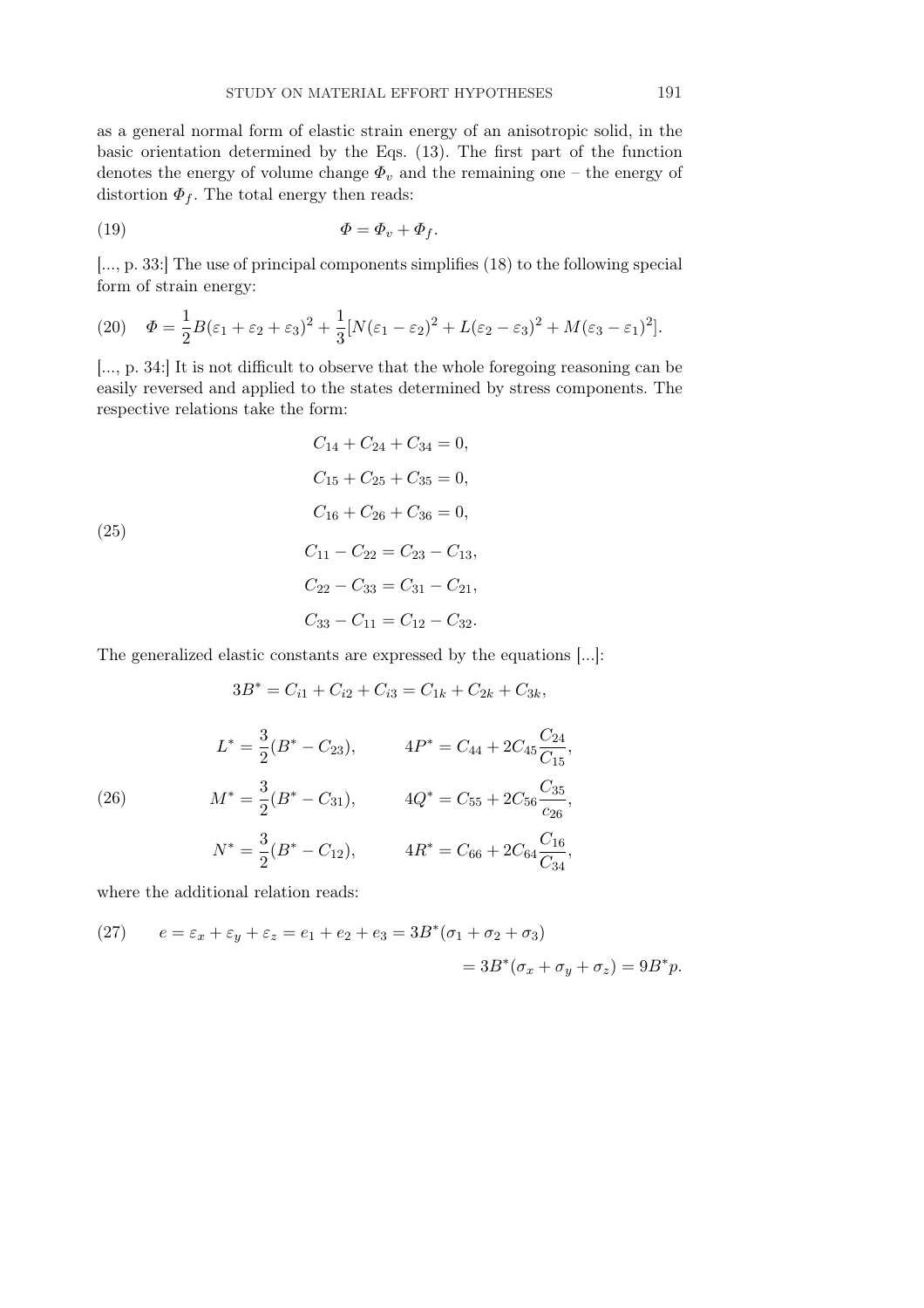as a general normal form of elastic strain energy of an anisotropic solid, in the basic orientation determined by the Eqs. (13). The first part of the function denotes the energy of volume change $\Phi_v$ and the remaining one – the energy of distortion $\Phi_f$. The total energy then reads:

$$\Phi = \Phi_v + \Phi_f. \tag{19}$$

[..., p. 33:] The use of principal components simplifies (18) to the following special form of strain energy:

$$\Phi = \frac{1}{2}B(\varepsilon_1 + \varepsilon_2 + \varepsilon_3)^2 + \frac{1}{3}[N(\varepsilon_1 - \varepsilon_2)^2 + L(\varepsilon_2 - \varepsilon_3)^2 + M(\varepsilon_3 - \varepsilon_1)^2]. \tag{20}$$

[..., p. 34:] It is not difficult to observe that the whole foregoing reasoning can be easily reversed and applied to the states determined by stress components. The respective relations take the form:

$$\begin{gathered} C_{14} + C_{24} + C_{34} = 0, \\ C_{15} + C_{25} + C_{35} = 0, \\ C_{16} + C_{26} + C_{36} = 0, \\ C_{11} - C_{22} = C_{23} - C_{13}, \\ C_{22} - C_{33} = C_{31} - C_{21}, \\ C_{33} - C_{11} = C_{12} - C_{32}. \end{gathered} \tag{25}$$

The generalized elastic constants are expressed by the equations [...]:

$$3B^* = C_{i1} + C_{i2} + C_{i3} = C_{1k} + C_{2k} + C_{3k},$$

$$\begin{aligned} L^* &= \frac{3}{2}(B^* - C_{23}), \qquad & 4P^* &= C_{44} + 2C_{45}\frac{C_{24}}{C_{15}}, \\ M^* &= \frac{3}{2}(B^* - C_{31}), \qquad & 4Q^* &= C_{55} + 2C_{56}\frac{C_{35}}{c_{26}}, \\ N^* &= \frac{3}{2}(B^* - C_{12}), \qquad & 4R^* &= C_{66} + 2C_{64}\frac{C_{16}}{C_{34}}, \end{aligned} \tag{26}$$

where the additional relation reads:

$$\begin{aligned} e = \varepsilon_x + \varepsilon_y + \varepsilon_z = e_1 + e_2 + e_3 &= 3B^*(\sigma_1 + \sigma_2 + \sigma_3) \\ &= 3B^*(\sigma_x + \sigma_y + \sigma_z) = 9B^*p. \end{aligned} \tag{27}$$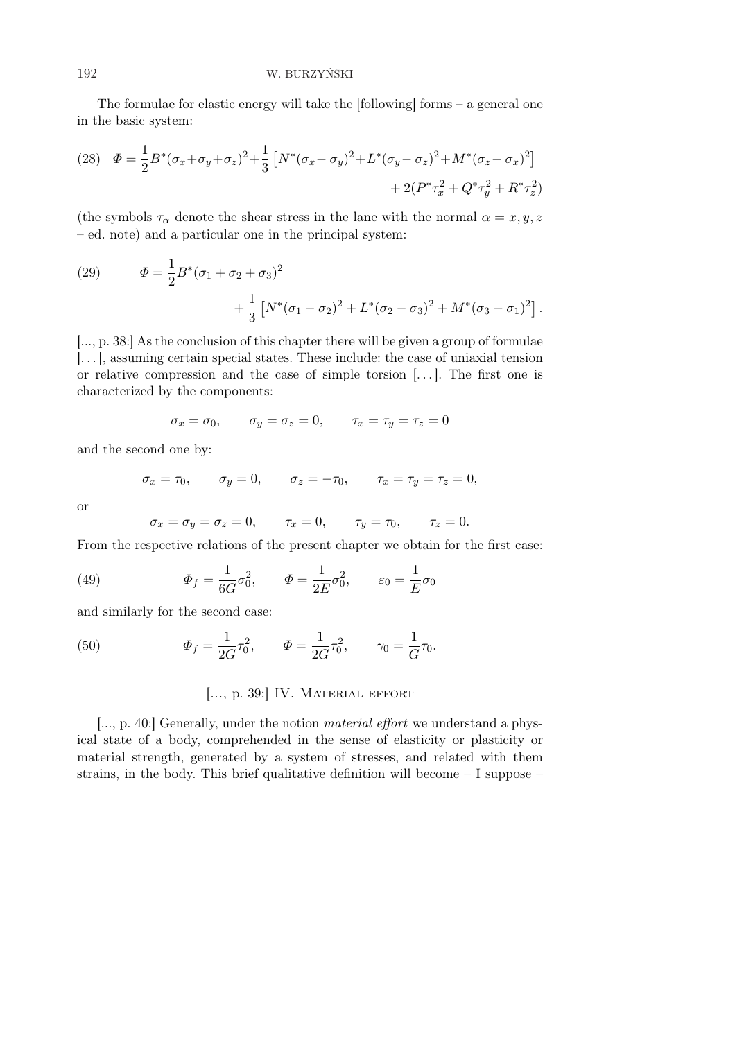The formulae for elastic energy will take the [following] forms – a general one in the basic system:

$$\Phi = \frac{1}{2}B^*(\sigma_x+\sigma_y+\sigma_z)^2+\frac{1}{3}\left[N^*(\sigma_x-\sigma_y)^2+L^*(\sigma_y-\sigma_z)^2+M^*(\sigma_z-\sigma_x)^2\right] + 2(P^*\tau_x^2+Q^*\tau_y^2+R^*\tau_z^2) \tag{28}$$

(the symbols $\tau_\alpha$ denote the shear stress in the lane with the normal $\alpha = x, y, z$ – ed. note) and a particular one in the principal system:

$$\Phi = \frac{1}{2}B^*(\sigma_1+\sigma_2+\sigma_3)^2 + \frac{1}{3}\left[N^*(\sigma_1-\sigma_2)^2+L^*(\sigma_2-\sigma_3)^2+M^*(\sigma_3-\sigma_1)^2\right]. \tag{29}$$

[..., p. 38:] As the conclusion of this chapter there will be given a group of formulae [...], assuming certain special states. These include: the case of uniaxial tension or relative compression and the case of simple torsion [...]. The first one is characterized by the components:

$$\sigma_x = \sigma_0, \qquad \sigma_y = \sigma_z = 0, \qquad \tau_x = \tau_y = \tau_z = 0$$

and the second one by:

$$\sigma_x = \tau_0, \qquad \sigma_y = 0, \qquad \sigma_z = -\tau_0, \qquad \tau_x = \tau_y = \tau_z = 0,$$

or

$$\sigma_x = \sigma_y = \sigma_z = 0, \qquad \tau_x = 0, \qquad \tau_y = \tau_0, \qquad \tau_z = 0.$$

From the respective relations of the present chapter we obtain for the first case:

$$\Phi_f = \frac{1}{6G}\sigma_0^2, \qquad \Phi = \frac{1}{2E}\sigma_0^2, \qquad \varepsilon_0 = \frac{1}{E}\sigma_0 \tag{49}$$

and similarly for the second case:

$$\Phi_f = \frac{1}{2G}\tau_0^2, \qquad \Phi = \frac{1}{2G}\tau_0^2, \qquad \gamma_0 = \frac{1}{G}\tau_0. \tag{50}$$

## [..., p. 39:] IV. Material effort

[..., p. 40:] Generally, under the notion *material effort* we understand a physical state of a body, comprehended in the sense of elasticity or plasticity or material strength, generated by a system of stresses, and related with them strains, in the body. This brief qualitative definition will become – I suppose –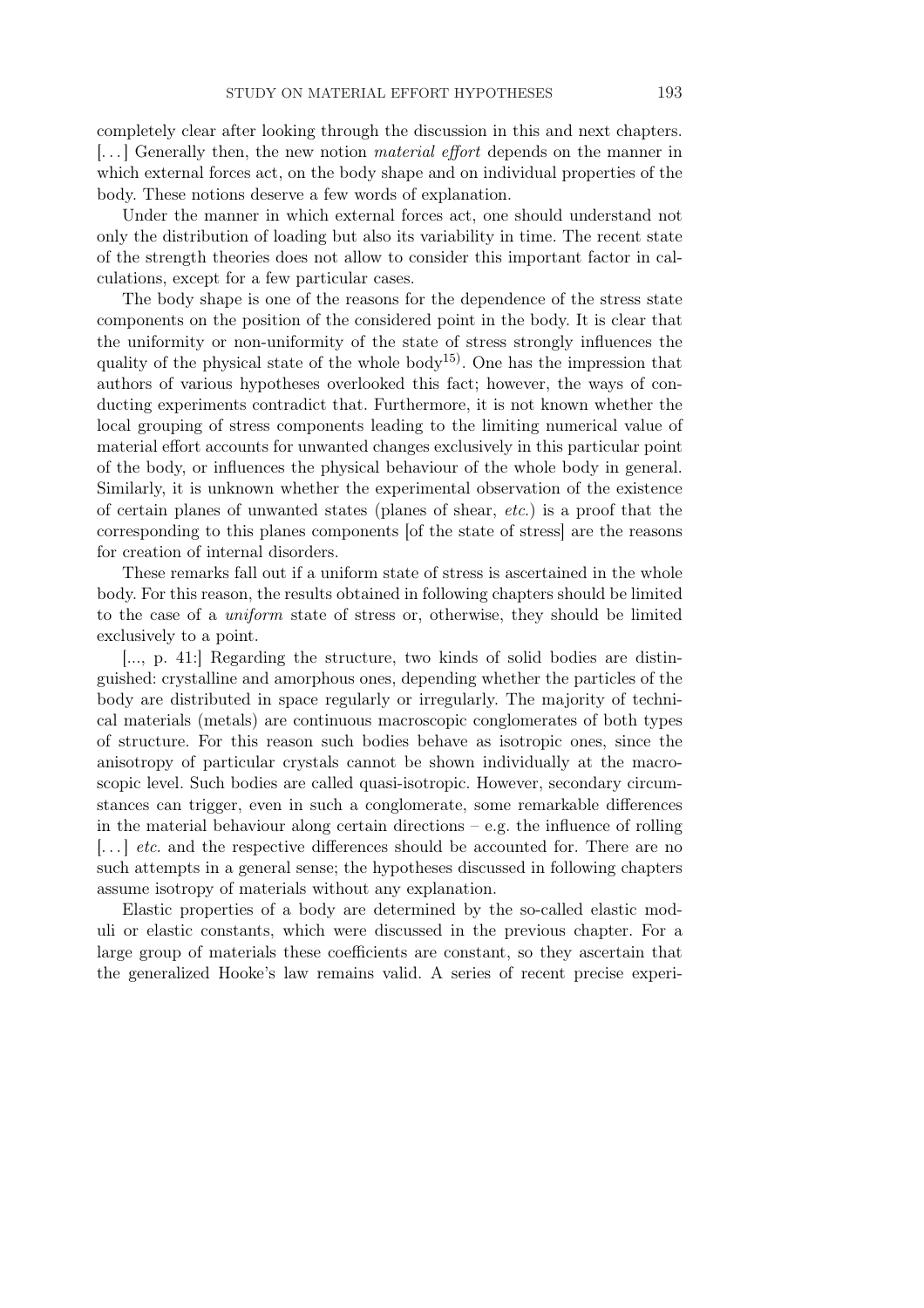completely clear after looking through the discussion in this and next chapters. [. . . ] Generally then, the new notion *material effort* depends on the manner in which external forces act, on the body shape and on individual properties of the body. These notions deserve a few words of explanation.

Under the manner in which external forces act, one should understand not only the distribution of loading but also its variability in time. The recent state of the strength theories does not allow to consider this important factor in calculations, except for a few particular cases.

The body shape is one of the reasons for the dependence of the stress state components on the position of the considered point in the body. It is clear that the uniformity or non-uniformity of the state of stress strongly influences the quality of the physical state of the whole body[15)]. One has the impression that authors of various hypotheses overlooked this fact; however, the ways of conducting experiments contradict that. Furthermore, it is not known whether the local grouping of stress components leading to the limiting numerical value of material effort accounts for unwanted changes exclusively in this particular point of the body, or influences the physical behaviour of the whole body in general. Similarly, it is unknown whether the experimental observation of the existence of certain planes of unwanted states (planes of shear, *etc.*) is a proof that the corresponding to this planes components [of the state of stress] are the reasons for creation of internal disorders.

These remarks fall out if a uniform state of stress is ascertained in the whole body. For this reason, the results obtained in following chapters should be limited to the case of a *uniform* state of stress or, otherwise, they should be limited exclusively to a point.

[..., p. 41:] Regarding the structure, two kinds of solid bodies are distinguished: crystalline and amorphous ones, depending whether the particles of the body are distributed in space regularly or irregularly. The majority of technical materials (metals) are continuous macroscopic conglomerates of both types of structure. For this reason such bodies behave as isotropic ones, since the anisotropy of particular crystals cannot be shown individually at the macroscopic level. Such bodies are called quasi-isotropic. However, secondary circumstances can trigger, even in such a conglomerate, some remarkable differences in the material behaviour along certain directions – e.g. the influence of rolling [. . . ] *etc.* and the respective differences should be accounted for. There are no such attempts in a general sense; the hypotheses discussed in following chapters assume isotropy of materials without any explanation.

Elastic properties of a body are determined by the so-called elastic moduli or elastic constants, which were discussed in the previous chapter. For a large group of materials these coefficients are constant, so they ascertain that the generalized Hooke's law remains valid. A series of recent precise experi-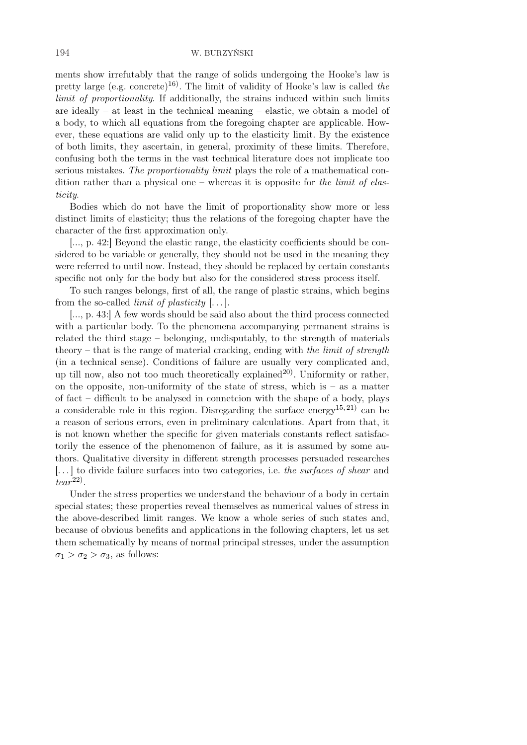ments show irrefutably that the range of solids undergoing the Hooke's law is pretty large (e.g. concrete)[16]. The limit of validity of Hooke's law is called *the limit of proportionality*. If additionally, the strains induced within such limits are ideally – at least in the technical meaning – elastic, we obtain a model of a body, to which all equations from the foregoing chapter are applicable. However, these equations are valid only up to the elasticity limit. By the existence of both limits, they ascertain, in general, proximity of these limits. Therefore, confusing both the terms in the vast technical literature does not implicate too serious mistakes. *The proportionality limit* plays the role of a mathematical condition rather than a physical one – whereas it is opposite for *the limit of elasticity*.

Bodies which do not have the limit of proportionality show more or less distinct limits of elasticity; thus the relations of the foregoing chapter have the character of the first approximation only.

[..., p. 42:] Beyond the elastic range, the elasticity coefficients should be considered to be variable or generally, they should not be used in the meaning they were referred to until now. Instead, they should be replaced by certain constants specific not only for the body but also for the considered stress process itself.

To such ranges belongs, first of all, the range of plastic strains, which begins from the so-called *limit of plasticity* [...].

[..., p. 43:] A few words should be said also about the third process connected with a particular body. To the phenomena accompanying permanent strains is related the third stage – belonging, undisputably, to the strength of materials theory – that is the range of material cracking, ending with *the limit of strength* (in a technical sense). Conditions of failure are usually very complicated and, up till now, also not too much theoretically explained[20]. Uniformity or rather, on the opposite, non-uniformity of the state of stress, which is – as a matter of fact – difficult to be analysed in connetcion with the shape of a body, plays a considerable role in this region. Disregarding the surface energy[15,21] can be a reason of serious errors, even in preliminary calculations. Apart from that, it is not known whether the specific for given materials constants reflect satisfactorily the essence of the phenomenon of failure, as it is assumed by some authors. Qualitative diversity in different strength processes persuaded researches [...] to divide failure surfaces into two categories, i.e. *the surfaces of shear* and *tear*[22].

Under the stress properties we understand the behaviour of a body in certain special states; these properties reveal themselves as numerical values of stress in the above-described limit ranges. We know a whole series of such states and, because of obvious benefits and applications in the following chapters, let us set them schematically by means of normal principal stresses, under the assumption $\sigma_1 > \sigma_2 > \sigma_3$, as follows: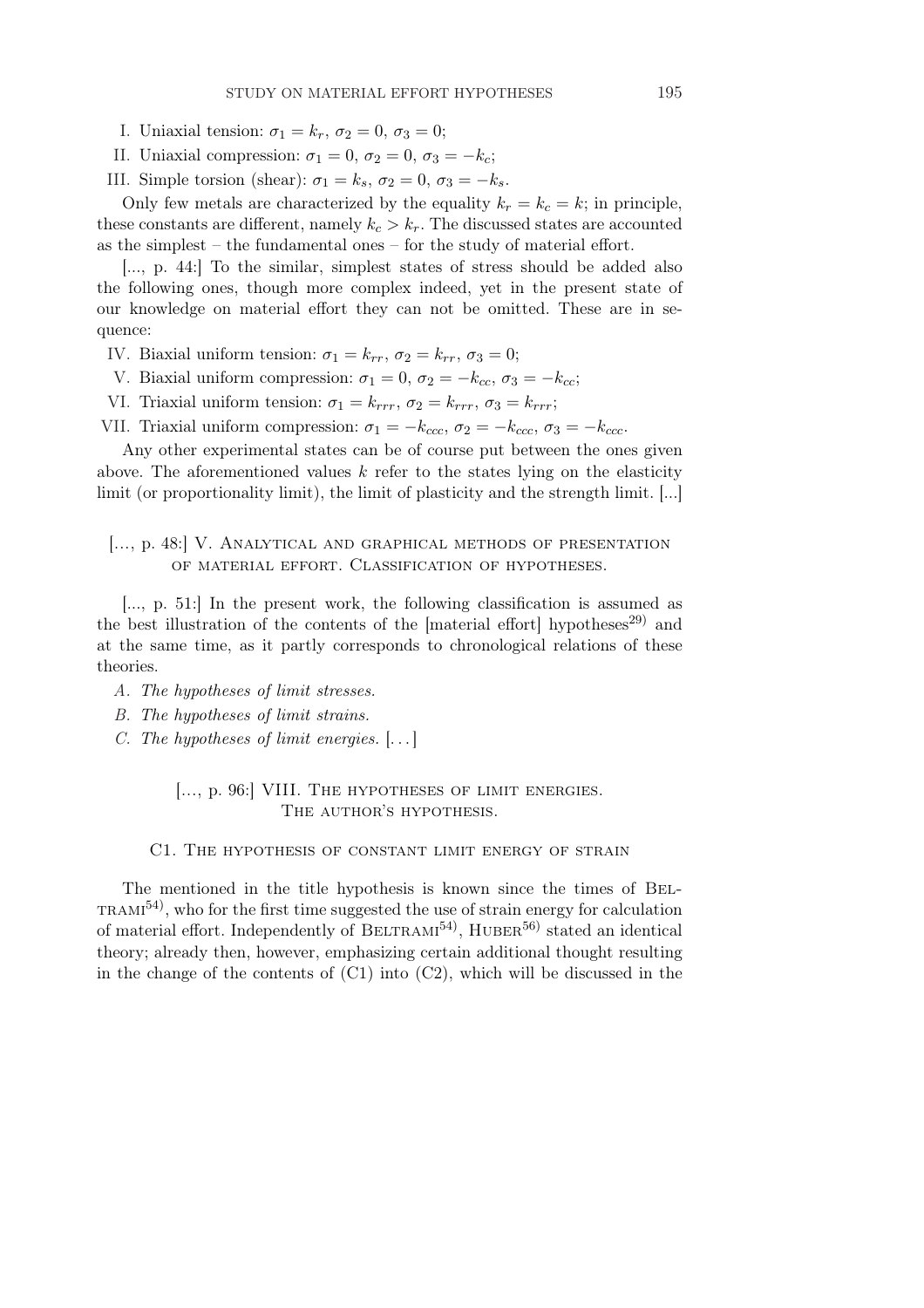I. Uniaxial tension: $\sigma_1 = k_r$, $\sigma_2 = 0$, $\sigma_3 = 0$;

II. Uniaxial compression: $\sigma_1 = 0$, $\sigma_2 = 0$, $\sigma_3 = -k_c$;

III. Simple torsion (shear): $\sigma_1 = k_s$, $\sigma_2 = 0$, $\sigma_3 = -k_s$.

Only few metals are characterized by the equality $k_r = k_c = k$; in principle, these constants are different, namely $k_c > k_r$. The discussed states are accounted as the simplest – the fundamental ones – for the study of material effort.

[..., p. 44:] To the similar, simplest states of stress should be added also the following ones, though more complex indeed, yet in the present state of our knowledge on material effort they can not be omitted. These are in sequence:

IV. Biaxial uniform tension: $\sigma_1 = k_{rr}$, $\sigma_2 = k_{rr}$, $\sigma_3 = 0$;

V. Biaxial uniform compression: $\sigma_1 = 0$, $\sigma_2 = -k_{cc}$, $\sigma_3 = -k_{cc}$;

VI. Triaxial uniform tension: $\sigma_1 = k_{rrr}$, $\sigma_2 = k_{rrr}$, $\sigma_3 = k_{rrr}$;

VII. Triaxial uniform compression: $\sigma_1 = -k_{ccc}$, $\sigma_2 = -k_{ccc}$, $\sigma_3 = -k_{ccc}$.

Any other experimental states can be of course put between the ones given above. The aforementioned values $k$ refer to the states lying on the elasticity limit (or proportionality limit), the limit of plasticity and the strength limit. [...]

## [..., p. 48:] V. Analytical and graphical methods of presentation of material effort. Classification of hypotheses.

[..., p. 51:] In the present work, the following classification is assumed as the best illustration of the contents of the [material effort] hypotheses[29] and at the same time, as it partly corresponds to chronological relations of these theories.

*A. The hypotheses of limit stresses.*

*B. The hypotheses of limit strains.*

*C. The hypotheses of limit energies.* [...]

## [..., p. 96:] VIII. The hypotheses of limit energies. The author's hypothesis.

### C1. The hypothesis of constant limit energy of strain

The mentioned in the title hypothesis is known since the times of Beltrami[54], who for the first time suggested the use of strain energy for calculation of material effort. Independently of Beltrami[54], Huber[56] stated an identical theory; already then, however, emphasizing certain additional thought resulting in the change of the contents of (C1) into (C2), which will be discussed in the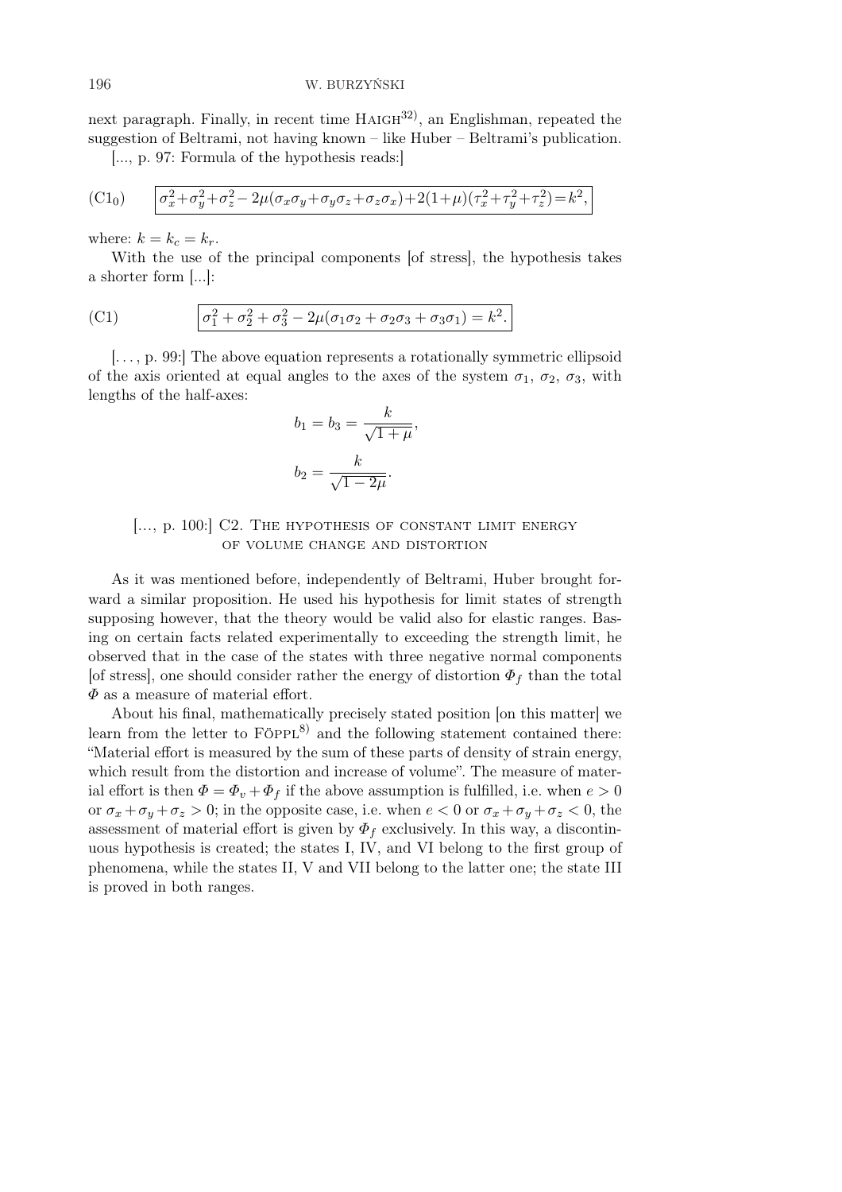next paragraph. Finally, in recent time Haigh[32)], an Englishman, repeated the suggestion of Beltrami, not having known – like Huber – Beltrami's publication.

[..., p. 97: Formula of the hypothesis reads:]

$$\text{(C1}_0\text{)} \qquad \boxed{\sigma_x^2+\sigma_y^2+\sigma_z^2-2\mu(\sigma_x\sigma_y+\sigma_y\sigma_z+\sigma_z\sigma_x)+2(1+\mu)(\tau_x^2+\tau_y^2+\tau_z^2)=k^2,}$$

where: $k = k_c = k_r$.

With the use of the principal components [of stress], the hypothesis takes a shorter form [...]:

$$\text{(C1)} \qquad \boxed{\sigma_1^2+\sigma_2^2+\sigma_3^2-2\mu(\sigma_1\sigma_2+\sigma_2\sigma_3+\sigma_3\sigma_1)=k^2.}$$

[. . . , p. 99:] The above equation represents a rotationally symmetric ellipsoid of the axis oriented at equal angles to the axes of the system $\sigma_1$, $\sigma_2$, $\sigma_3$, with lengths of the half-axes:

$$b_1 = b_3 = \frac{k}{\sqrt{1+\mu}},$$

$$b_2 = \frac{k}{\sqrt{1-2\mu}}.$$

### [..., p. 100:] C2. The hypothesis of constant limit energy of volume change and distortion

As it was mentioned before, independently of Beltrami, Huber brought forward a similar proposition. He used his hypothesis for limit states of strength supposing however, that the theory would be valid also for elastic ranges. Basing on certain facts related experimentally to exceeding the strength limit, he observed that in the case of the states with three negative normal components [of stress], one should consider rather the energy of distortion $\Phi_f$ than the total $\Phi$ as a measure of material effort.

About his final, mathematically precisely stated position [on this matter] we learn from the letter to Föppl[8)] and the following statement contained there: "Material effort is measured by the sum of these parts of density of strain energy, which result from the distortion and increase of volume". The measure of material effort is then $\Phi = \Phi_v + \Phi_f$ if the above assumption is fulfilled, i.e. when $e > 0$ or $\sigma_x+\sigma_y+\sigma_z > 0$; in the opposite case, i.e. when $e < 0$ or $\sigma_x+\sigma_y+\sigma_z < 0$, the assessment of material effort is given by $\Phi_f$ exclusively. In this way, a discontinuous hypothesis is created; the states I, IV, and VI belong to the first group of phenomena, while the states II, V and VII belong to the latter one; the state III is proved in both ranges.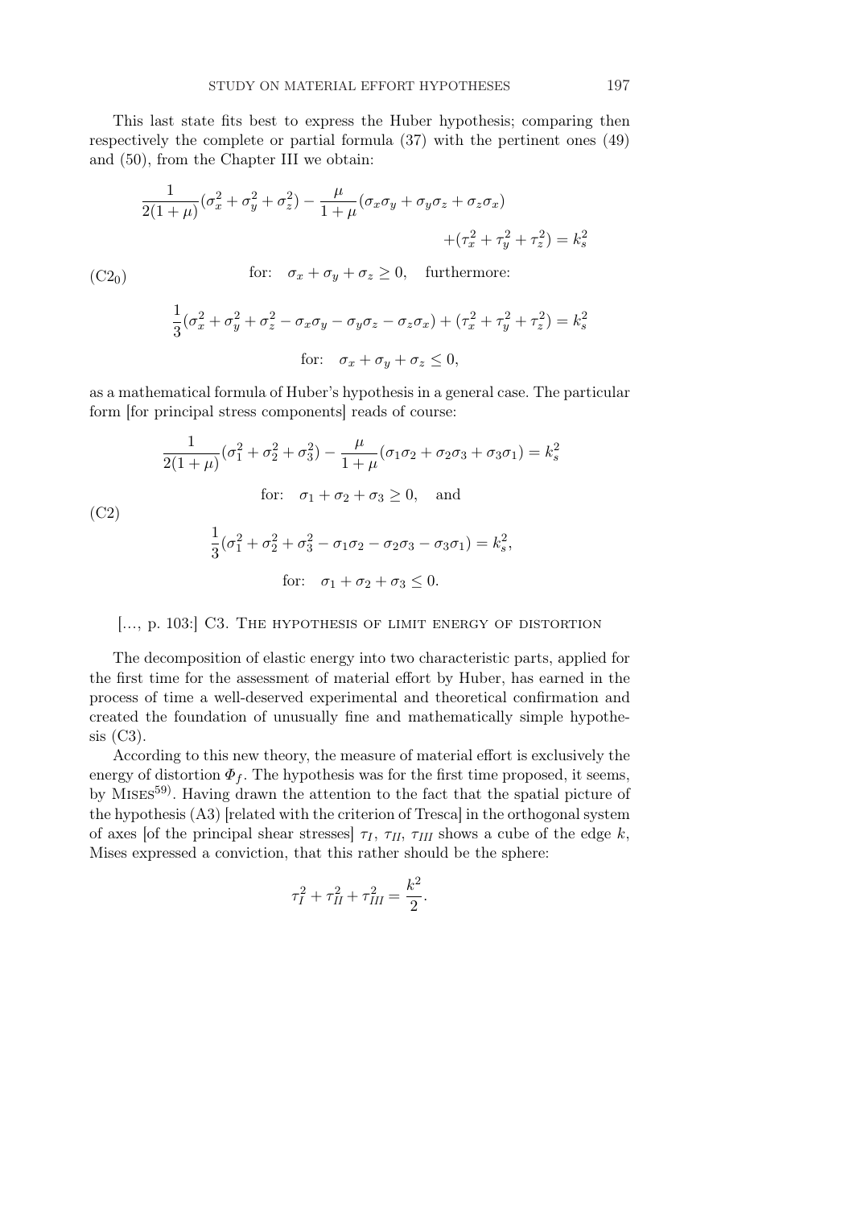This last state fits best to express the Huber hypothesis; comparing then respectively the complete or partial formula (37) with the pertinent ones (49) and (50), from the Chapter III we obtain:

$$
\begin{aligned}
&\frac{1}{2(1+\mu)}(\sigma_x^2+\sigma_y^2+\sigma_z^2)-\frac{\mu}{1+\mu}(\sigma_x\sigma_y+\sigma_y\sigma_z+\sigma_z\sigma_x) \\
&\qquad\qquad\qquad\qquad +(\tau_x^2+\tau_y^2+\tau_z^2)=k_s^2 \\
&\qquad\qquad \text{for:}\quad \sigma_x+\sigma_y+\sigma_z\geq 0, \quad \text{furthermore:} \\
&\frac{1}{3}(\sigma_x^2+\sigma_y^2+\sigma_z^2-\sigma_x\sigma_y-\sigma_y\sigma_z-\sigma_z\sigma_x)+(\tau_x^2+\tau_y^2+\tau_z^2)=k_s^2 \\
&\qquad\qquad \text{for:}\quad \sigma_x+\sigma_y+\sigma_z\leq 0,
\end{aligned}
\tag{C2$_0$}
$$

as a mathematical formula of Huber's hypothesis in a general case. The particular form [for principal stress components] reads of course:

$$
\begin{aligned}
&\frac{1}{2(1+\mu)}(\sigma_1^2+\sigma_2^2+\sigma_3^2)-\frac{\mu}{1+\mu}(\sigma_1\sigma_2+\sigma_2\sigma_3+\sigma_3\sigma_1)=k_s^2 \\
&\qquad\qquad \text{for:}\quad \sigma_1+\sigma_2+\sigma_3\geq 0, \quad \text{and} \\
&\frac{1}{3}(\sigma_1^2+\sigma_2^2+\sigma_3^2-\sigma_1\sigma_2-\sigma_2\sigma_3-\sigma_3\sigma_1)=k_s^2, \\
&\qquad\qquad \text{for:}\quad \sigma_1+\sigma_2+\sigma_3\leq 0.
\end{aligned}
\tag{C2}
$$

[..., p. 103:] C3. The hypothesis of limit energy of distortion

The decomposition of elastic energy into two characteristic parts, applied for the first time for the assessment of material effort by Huber, has earned in the process of time a well-deserved experimental and theoretical confirmation and created the foundation of unusually fine and mathematically simple hypothesis (C3).

According to this new theory, the measure of material effort is exclusively the energy of distortion $\Phi_f$. The hypothesis was for the first time proposed, it seems, by Mises[59]. Having drawn the attention to the fact that the spatial picture of the hypothesis (A3) [related with the criterion of Tresca] in the orthogonal system of axes [of the principal shear stresses] $\tau_I$, $\tau_{II}$, $\tau_{III}$ shows a cube of the edge $k$, Mises expressed a conviction, that this rather should be the sphere:

$$\tau_I^2+\tau_{II}^2+\tau_{III}^2=\frac{k^2}{2}.$$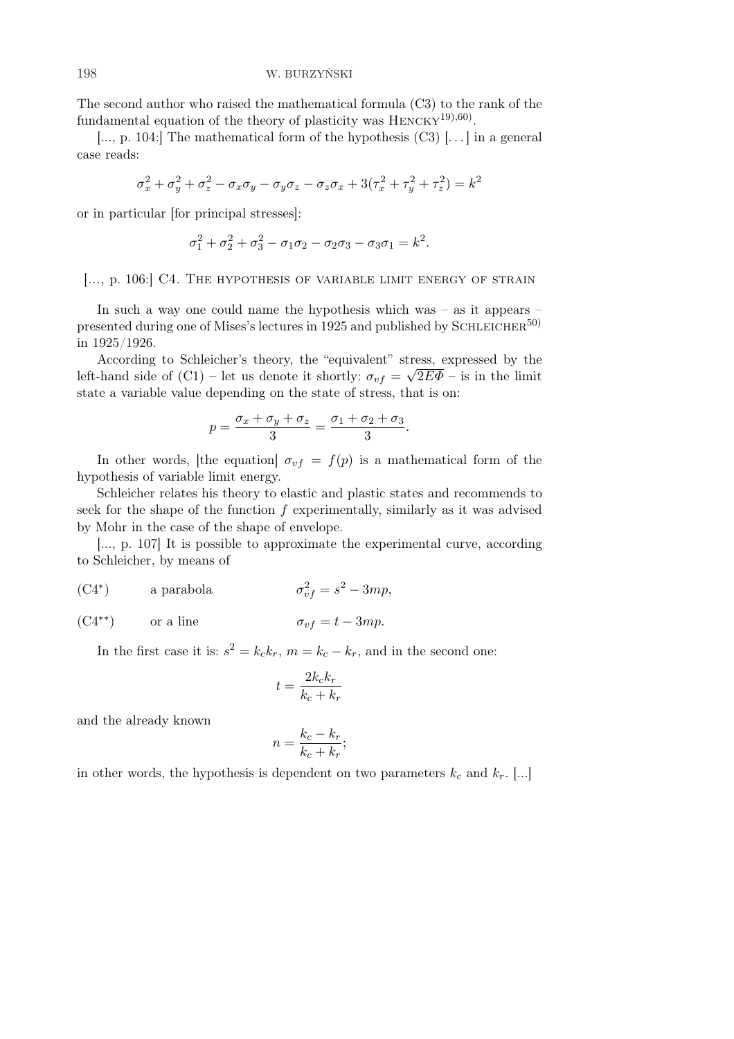The second author who raised the mathematical formula (C3) to the rank of the fundamental equation of the theory of plasticity was HENCKY[19),60)].

[..., p. 104:] The mathematical form of the hypothesis (C3) [...] in a general case reads:

$$\sigma_x^2 + \sigma_y^2 + \sigma_z^2 - \sigma_x\sigma_y - \sigma_y\sigma_z - \sigma_z\sigma_x + 3(\tau_x^2 + \tau_y^2 + \tau_z^2) = k^2$$

or in particular [for principal stresses]:

$$\sigma_1^2 + \sigma_2^2 + \sigma_3^2 - \sigma_1\sigma_2 - \sigma_2\sigma_3 - \sigma_3\sigma_1 = k^2.$$

[..., p. 106:] C4. THE HYPOTHESIS OF VARIABLE LIMIT ENERGY OF STRAIN

In such a way one could name the hypothesis which was – as it appears – presented during one of Mises's lectures in 1925 and published by SCHLEICHER[50)] in 1925/1926.

According to Schleicher's theory, the "equivalent" stress, expressed by the left-hand side of (C1) – let us denote it shortly: $\sigma_{vf} = \sqrt{2E\Phi}$ – is in the limit state a variable value depending on the state of stress, that is on:

$$p = \frac{\sigma_x + \sigma_y + \sigma_z}{3} = \frac{\sigma_1 + \sigma_2 + \sigma_3}{3}.$$

In other words, [the equation] $\sigma_{vf} = f(p)$ is a mathematical form of the hypothesis of variable limit energy.

Schleicher relates his theory to elastic and plastic states and recommends to seek for the shape of the function $f$ experimentally, similarly as it was advised by Mohr in the case of the shape of envelope.

[..., p. 107] It is possible to approximate the experimental curve, according to Schleicher, by means of

(C4*) a parabola $\sigma_{vf}^2 = s^2 - 3mp,$

(C4**) or a line $\sigma_{vf} = t - 3mp.$

In the first case it is: $s^2 = k_c k_r$, $m = k_c - k_r$, and in the second one:

$$t = \frac{2k_c k_r}{k_c + k_r}$$

and the already known

$$n = \frac{k_c - k_r}{k_c + k_r};$$

in other words, the hypothesis is dependent on two parameters $k_c$ and $k_r$. [...]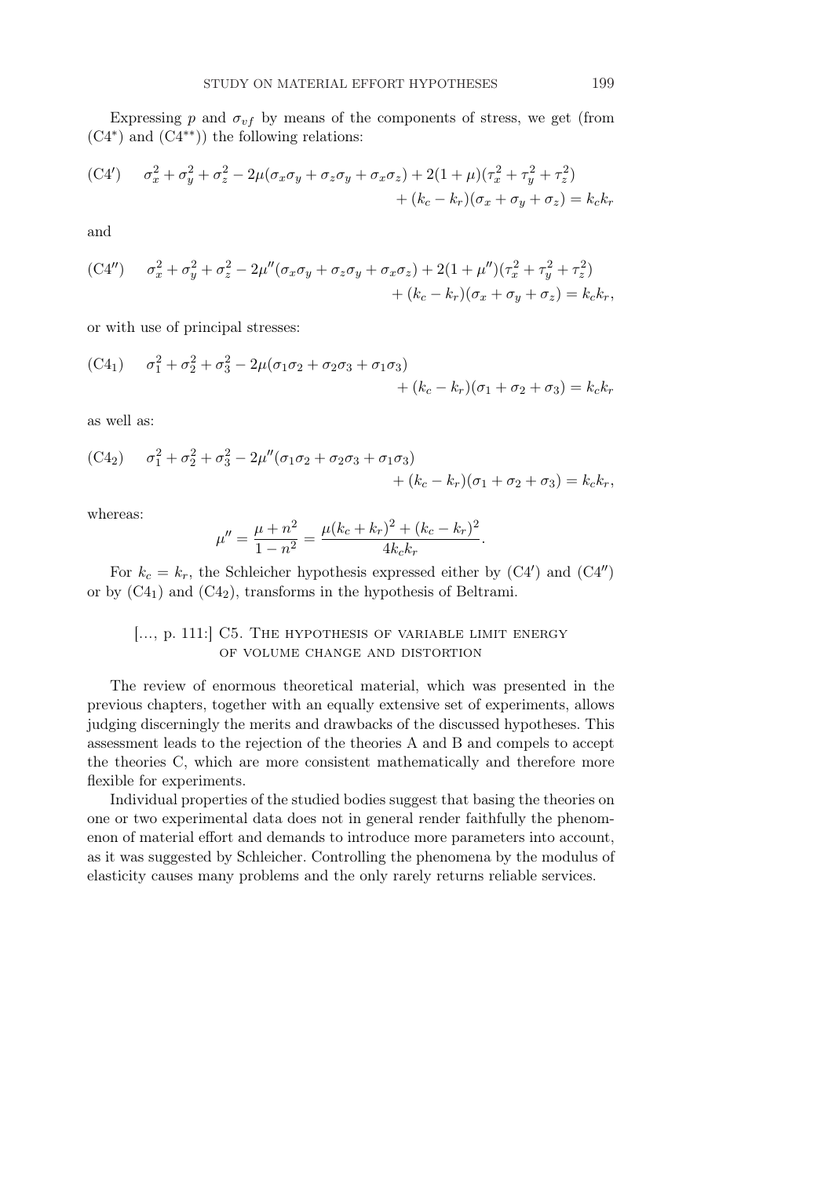Expressing $p$ and $\sigma_{vf}$ by means of the components of stress, we get (from (C4*) and (C4**)) the following relations:

$$\text{(C4}'\text{)}\qquad \sigma_x^2+\sigma_y^2+\sigma_z^2-2\mu(\sigma_x\sigma_y+\sigma_z\sigma_y+\sigma_x\sigma_z)+2(1+\mu)(\tau_x^2+\tau_y^2+\tau_z^2) + (k_c-k_r)(\sigma_x+\sigma_y+\sigma_z)=k_ck_r$$

and

$$\text{(C4}''\text{)}\qquad \sigma_x^2+\sigma_y^2+\sigma_z^2-2\mu''(\sigma_x\sigma_y+\sigma_z\sigma_y+\sigma_x\sigma_z)+2(1+\mu'')(\tau_x^2+\tau_y^2+\tau_z^2) + (k_c-k_r)(\sigma_x+\sigma_y+\sigma_z)=k_ck_r,$$

or with use of principal stresses:

$$(\text{C4}_1)\qquad \sigma_1^2+\sigma_2^2+\sigma_3^2-2\mu(\sigma_1\sigma_2+\sigma_2\sigma_3+\sigma_1\sigma_3) + (k_c-k_r)(\sigma_1+\sigma_2+\sigma_3)=k_ck_r$$

as well as:

$$(\text{C4}_2)\qquad \sigma_1^2+\sigma_2^2+\sigma_3^2-2\mu''(\sigma_1\sigma_2+\sigma_2\sigma_3+\sigma_1\sigma_3) + (k_c-k_r)(\sigma_1+\sigma_2+\sigma_3)=k_ck_r,$$

whereas:

$$\mu''=\frac{\mu+n^2}{1-n^2}=\frac{\mu(k_c+k_r)^2+(k_c-k_r)^2}{4k_ck_r}.$$

For $k_c=k_r$, the Schleicher hypothesis expressed either by (C4′) and (C4″) or by ($\text{C4}_1$) and ($\text{C4}_2$), transforms in the hypothesis of Beltrami.

### [..., p. 111:] C5. The hypothesis of variable limit energy of volume change and distortion

The review of enormous theoretical material, which was presented in the previous chapters, together with an equally extensive set of experiments, allows judging discerningly the merits and drawbacks of the discussed hypotheses. This assessment leads to the rejection of the theories A and B and compels to accept the theories C, which are more consistent mathematically and therefore more flexible for experiments.

Individual properties of the studied bodies suggest that basing the theories on one or two experimental data does not in general render faithfully the phenomenon of material effort and demands to introduce more parameters into account, as it was suggested by Schleicher. Controlling the phenomena by the modulus of elasticity causes many problems and the only rarely returns reliable services.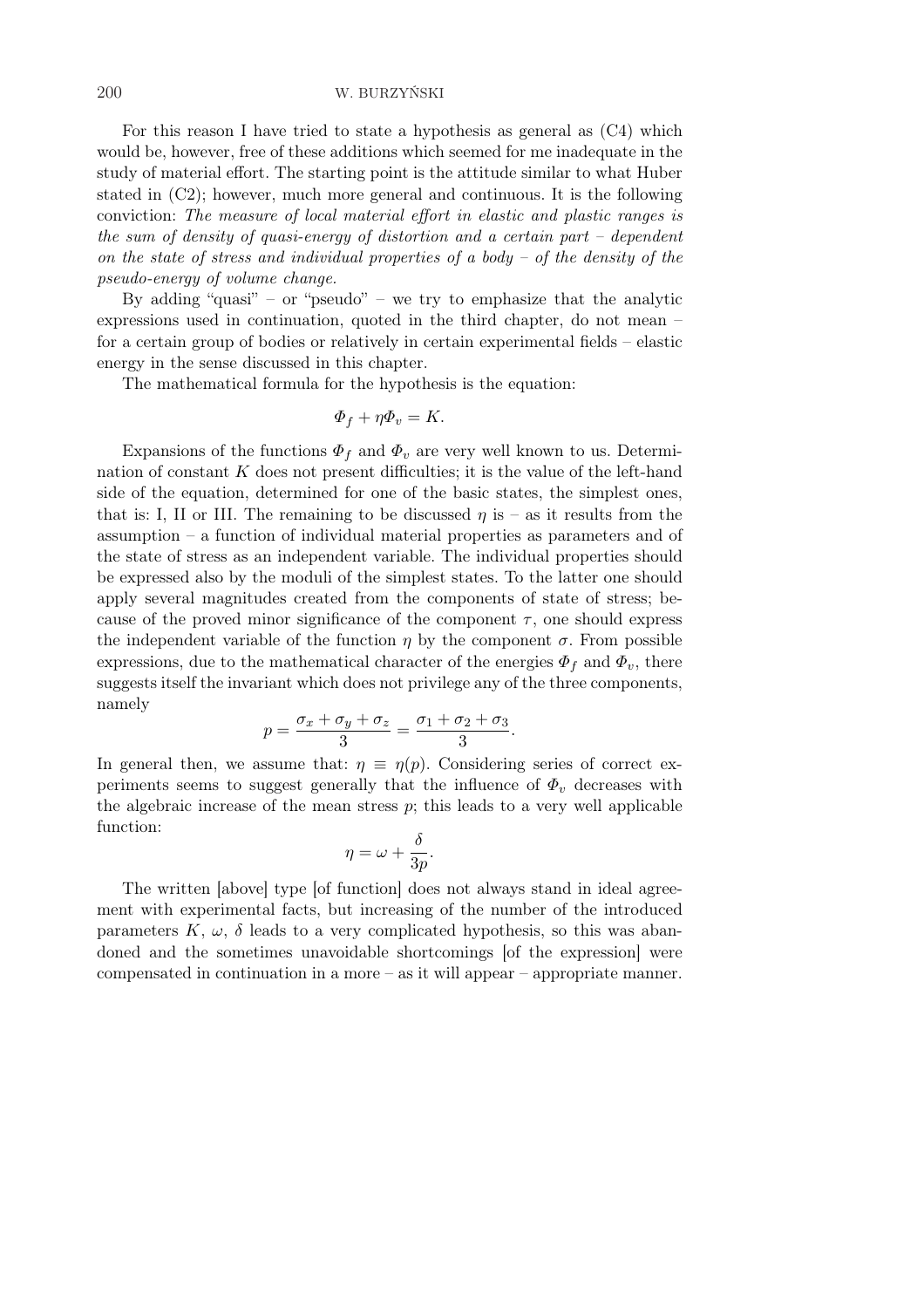For this reason I have tried to state a hypothesis as general as (C4) which would be, however, free of these additions which seemed for me inadequate in the study of material effort. The starting point is the attitude similar to what Huber stated in (C2); however, much more general and continuous. It is the following conviction: *The measure of local material effort in elastic and plastic ranges is the sum of density of quasi-energy of distortion and a certain part – dependent on the state of stress and individual properties of a body – of the density of the pseudo-energy of volume change.*

By adding "quasi" – or "pseudo" – we try to emphasize that the analytic expressions used in continuation, quoted in the third chapter, do not mean – for a certain group of bodies or relatively in certain experimental fields – elastic energy in the sense discussed in this chapter.

The mathematical formula for the hypothesis is the equation:

$$\Phi_f + \eta \Phi_v = K.$$

Expansions of the functions $\Phi_f$ and $\Phi_v$ are very well known to us. Determination of constant $K$ does not present difficulties; it is the value of the left-hand side of the equation, determined for one of the basic states, the simplest ones, that is: I, II or III. The remaining to be discussed $\eta$ is – as it results from the assumption – a function of individual material properties as parameters and of the state of stress as an independent variable. The individual properties should be expressed also by the moduli of the simplest states. To the latter one should apply several magnitudes created from the components of state of stress; because of the proved minor significance of the component $\tau$, one should express the independent variable of the function $\eta$ by the component $\sigma$. From possible expressions, due to the mathematical character of the energies $\Phi_f$ and $\Phi_v$, there suggests itself the invariant which does not privilege any of the three components, namely

$$p = \frac{\sigma_x + \sigma_y + \sigma_z}{3} = \frac{\sigma_1 + \sigma_2 + \sigma_3}{3}.$$

In general then, we assume that: $\eta \equiv \eta(p)$. Considering series of correct experiments seems to suggest generally that the influence of $\Phi_v$ decreases with the algebraic increase of the mean stress $p$; this leads to a very well applicable function:

$$\eta = \omega + \frac{\delta}{3p}.$$

The written [above] type [of function] does not always stand in ideal agreement with experimental facts, but increasing of the number of the introduced parameters $K$, $\omega$, $\delta$ leads to a very complicated hypothesis, so this was abandoned and the sometimes unavoidable shortcomings [of the expression] were compensated in continuation in a more – as it will appear – appropriate manner.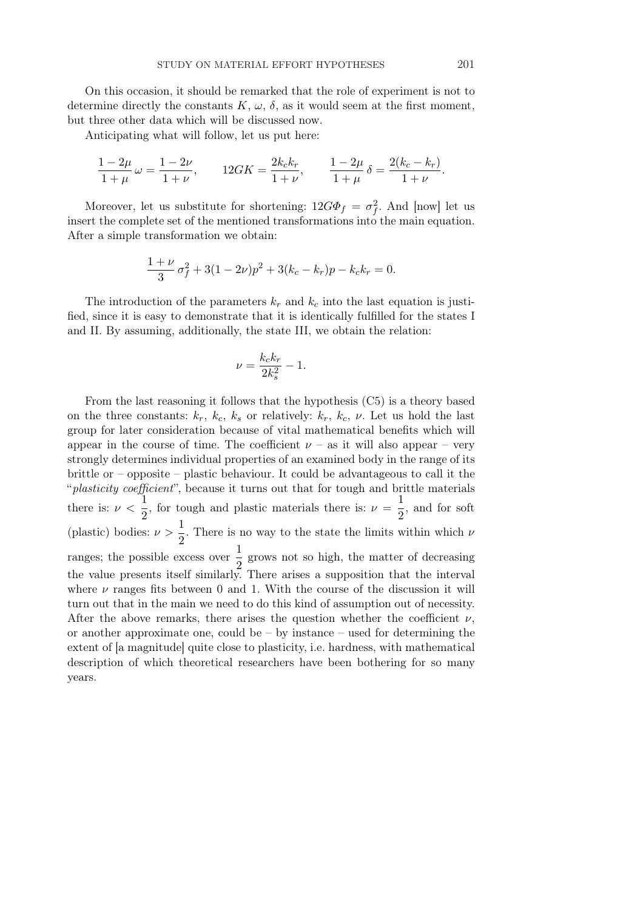On this occasion, it should be remarked that the role of experiment is not to determine directly the constants $K$, $\omega$, $\delta$, as it would seem at the first moment, but three other data which will be discussed now.

Anticipating what will follow, let us put here:

$$\frac{1-2\mu}{1+\mu}\,\omega = \frac{1-2\nu}{1+\nu}, \qquad 12GK = \frac{2k_c k_r}{1+\nu}, \qquad \frac{1-2\mu}{1+\mu}\,\delta = \frac{2(k_c-k_r)}{1+\nu}.$$

Moreover, let us substitute for shortening: $12G\Phi_f = \sigma_f^2$. And [now] let us insert the complete set of the mentioned transformations into the main equation. After a simple transformation we obtain:

$$\frac{1+\nu}{3}\,\sigma_f^2 + 3(1-2\nu)p^2 + 3(k_c-k_r)p - k_c k_r = 0.$$

The introduction of the parameters $k_r$ and $k_c$ into the last equation is justified, since it is easy to demonstrate that it is identically fulfilled for the states I and II. By assuming, additionally, the state III, we obtain the relation:

$$\nu = \frac{k_c k_r}{2k_s^2} - 1.$$

From the last reasoning it follows that the hypothesis (C5) is a theory based on the three constants: $k_r$, $k_c$, $k_s$ or relatively: $k_r$, $k_c$, $\nu$. Let us hold the last group for later consideration because of vital mathematical benefits which will appear in the course of time. The coefficient $\nu$ – as it will also appear – very strongly determines individual properties of an examined body in the range of its brittle or – opposite – plastic behaviour. It could be advantageous to call it the "*plasticity coefficient*", because it turns out that for tough and brittle materials there is: $\nu < \frac{1}{2}$, for tough and plastic materials there is: $\nu = \frac{1}{2}$, and for soft (plastic) bodies: $\nu > \frac{1}{2}$. There is no way to the state the limits within which $\nu$ ranges; the possible excess over $\frac{1}{2}$ grows not so high, the matter of decreasing the value presents itself similarly. There arises a supposition that the interval where $\nu$ ranges fits between 0 and 1. With the course of the discussion it will turn out that in the main we need to do this kind of assumption out of necessity. After the above remarks, there arises the question whether the coefficient $\nu$, or another approximate one, could be – by instance – used for determining the extent of [a magnitude] quite close to plasticity, i.e. hardness, with mathematical description of which theoretical researchers have been bothering for so many years.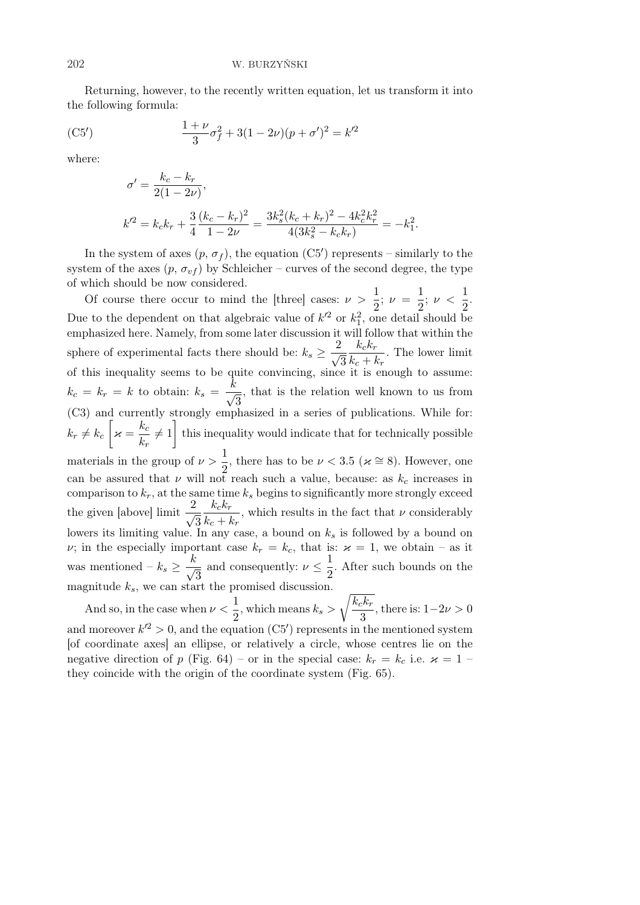Returning, however, to the recently written equation, let us transform it into the following formula:

$$\text{(C5}'\text{)}\qquad \frac{1+\nu}{3}\sigma_f^2 + 3(1-2\nu)(p+\sigma')^2 = k'^2$$

where:

$$\sigma' = \frac{k_c - k_r}{2(1-2\nu)},$$

$$k'^2 = k_c k_r + \frac{3}{4}\frac{(k_c-k_r)^2}{1-2\nu} = \frac{3k_s^2(k_c+k_r)^2 - 4k_c^2k_r^2}{4(3k_s^2 - k_c k_r)} = -k_1^2.$$

In the system of axes ($p$, $\sigma_f$), the equation (C5′) represents – similarly to the system of the axes ($p$, $\sigma_{vf}$) by Schleicher – curves of the second degree, the type of which should be now considered.

Of course there occur to mind the [three] cases: $\nu > \frac{1}{2}$; $\nu = \frac{1}{2}$; $\nu < \frac{1}{2}$. Due to the dependent on that algebraic value of $k'^2$ or $k_1^2$, one detail should be emphasized here. Namely, from some later discussion it will follow that within the sphere of experimental facts there should be: $k_s \geq \frac{2}{\sqrt{3}}\frac{k_c k_r}{k_c + k_r}$. The lower limit of this inequality seems to be quite convincing, since it is enough to assume: $k_c = k_r = k$ to obtain: $k_s = \frac{k}{\sqrt{3}}$, that is the relation well known to us from (C3) and currently strongly emphasized in a series of publications. While for: $k_r \neq k_c$ $\left[\varkappa = \frac{k_c}{k_r} \neq 1\right]$ this inequality would indicate that for technically possible materials in the group of $\nu > \frac{1}{2}$, there has to be $\nu < 3.5$ ($\varkappa \cong 8$). However, one can be assured that $\nu$ will not reach such a value, because: as $k_c$ increases in comparison to $k_r$, at the same time $k_s$ begins to significantly more strongly exceed the given [above] limit $\frac{2}{\sqrt{3}}\frac{k_c k_r}{k_c + k_r}$, which results in the fact that $\nu$ considerably lowers its limiting value. In any case, a bound on $k_s$ is followed by a bound on $\nu$; in the especially important case $k_r = k_c$, that is: $\varkappa = 1$, we obtain – as it was mentioned – $k_s \geq \frac{k}{\sqrt{3}}$ and consequently: $\nu \leq \frac{1}{2}$. After such bounds on the magnitude $k_s$, we can start the promised discussion.

And so, in the case when $\nu < \frac{1}{2}$, which means $k_s > \sqrt{\frac{k_c k_r}{3}}$, there is: $1-2\nu > 0$ and moreover $k'^2 > 0$, and the equation (C5′) represents in the mentioned system [of coordinate axes] an ellipse, or relatively a circle, whose centres lie on the negative direction of $p$ (Fig. 64) – or in the special case: $k_r = k_c$ i.e. $\varkappa = 1$ – they coincide with the origin of the coordinate system (Fig. 65).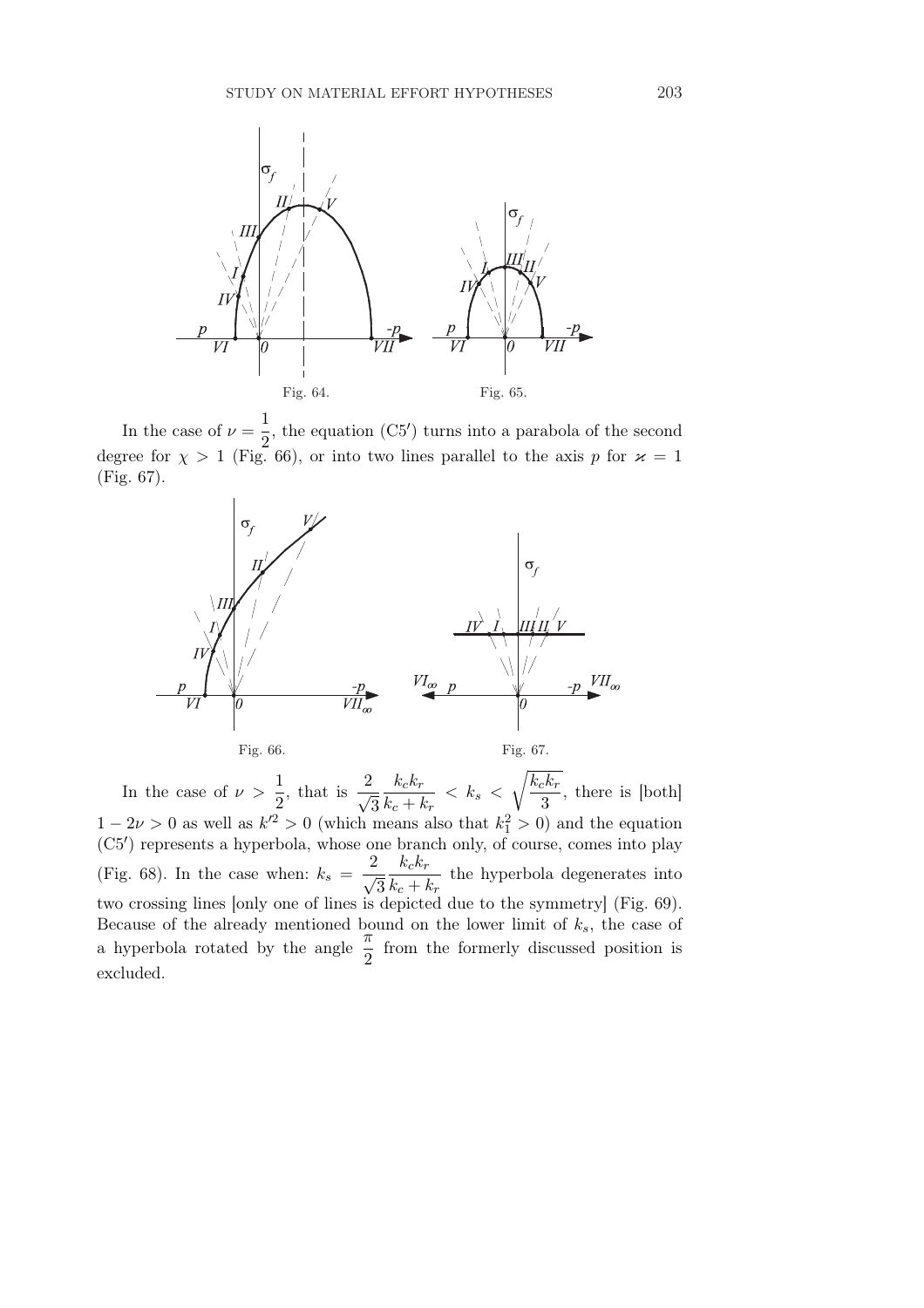Fig. 64.

Fig. 65.

In the case of $\nu = \dfrac{1}{2}$, the equation (C5′) turns into a parabola of the second degree for $\chi > 1$ (Fig. 66), or into two lines parallel to the axis $p$ for $\varkappa = 1$ (Fig. 67).

Fig. 66.

Fig. 67.

In the case of $\nu > \dfrac{1}{2}$, that is $\dfrac{2}{\sqrt{3}} \dfrac{k_c k_r}{k_c + k_r} < k_s < \sqrt{\dfrac{k_c k_r}{3}}$, there is [both] $1 - 2\nu > 0$ as well as $k'^2 > 0$ (which means also that $k_1^2 > 0$) and the equation (C5′) represents a hyperbola, whose one branch only, of course, comes into play (Fig. 68). In the case when: $k_s = \dfrac{2}{\sqrt{3}} \dfrac{k_c k_r}{k_c + k_r}$ the hyperbola degenerates into two crossing lines [only one of lines is depicted due to the symmetry] (Fig. 69). Because of the already mentioned bound on the lower limit of $k_s$, the case of a hyperbola rotated by the angle $\dfrac{\pi}{2}$ from the formerly discussed position is excluded.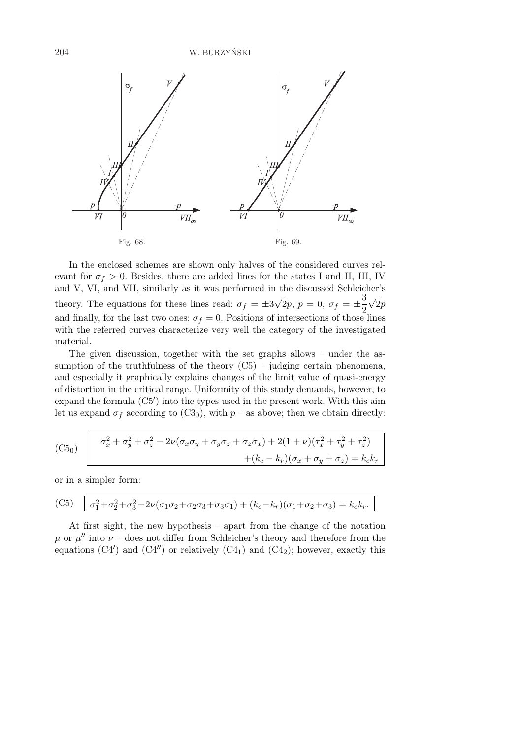Fig. 68.

Fig. 69.

In the enclosed schemes are shown only halves of the considered curves relevant for $\sigma_f > 0$. Besides, there are added lines for the states I and II, III, IV and V, VI, and VII, similarly as it was performed in the discussed Schleicher's theory. The equations for these lines read: $\sigma_f = \pm 3\sqrt{2}p$, $p = 0$, $\sigma_f = \pm\dfrac{3}{2}\sqrt{2}p$ and finally, for the last two ones: $\sigma_f = 0$. Positions of intersections of those lines with the referred curves characterize very well the category of the investigated material.

The given discussion, together with the set graphs allows – under the assumption of the truthfulness of the theory (C5) – judging certain phenomena, and especially it graphically explains changes of the limit value of quasi-energy of distortion in the critical range. Uniformity of this study demands, however, to expand the formula (C5′) into the types used in the present work. With this aim let us expand $\sigma_f$ according to (C3$_0$), with $p$ – as above; then we obtain directly:

$$
(\mathrm{C5}_0)\qquad \boxed{\begin{aligned}\sigma_x^2 + \sigma_y^2 + \sigma_z^2 - 2\nu(\sigma_x\sigma_y + \sigma_y\sigma_z + \sigma_z\sigma_x) + 2(1+\nu)(\tau_x^2 + \tau_y^2 + \tau_z^2)\\ +(k_c - k_r)(\sigma_x + \sigma_y + \sigma_z) = k_c k_r\end{aligned}}
$$

or in a simpler form:

$$
(\mathrm{C5})\qquad \boxed{\sigma_1^2+\sigma_2^2+\sigma_3^2-2\nu(\sigma_1\sigma_2+\sigma_2\sigma_3+\sigma_3\sigma_1) + (k_c-k_r)(\sigma_1+\sigma_2+\sigma_3) = k_c k_r.}
$$

At first sight, the new hypothesis – apart from the change of the notation $\mu$ or $\mu''$ into $\nu$ – does not differ from Schleicher's theory and therefore from the equations (C4′) and (C4″) or relatively (C4$_1$) and (C4$_2$); however, exactly this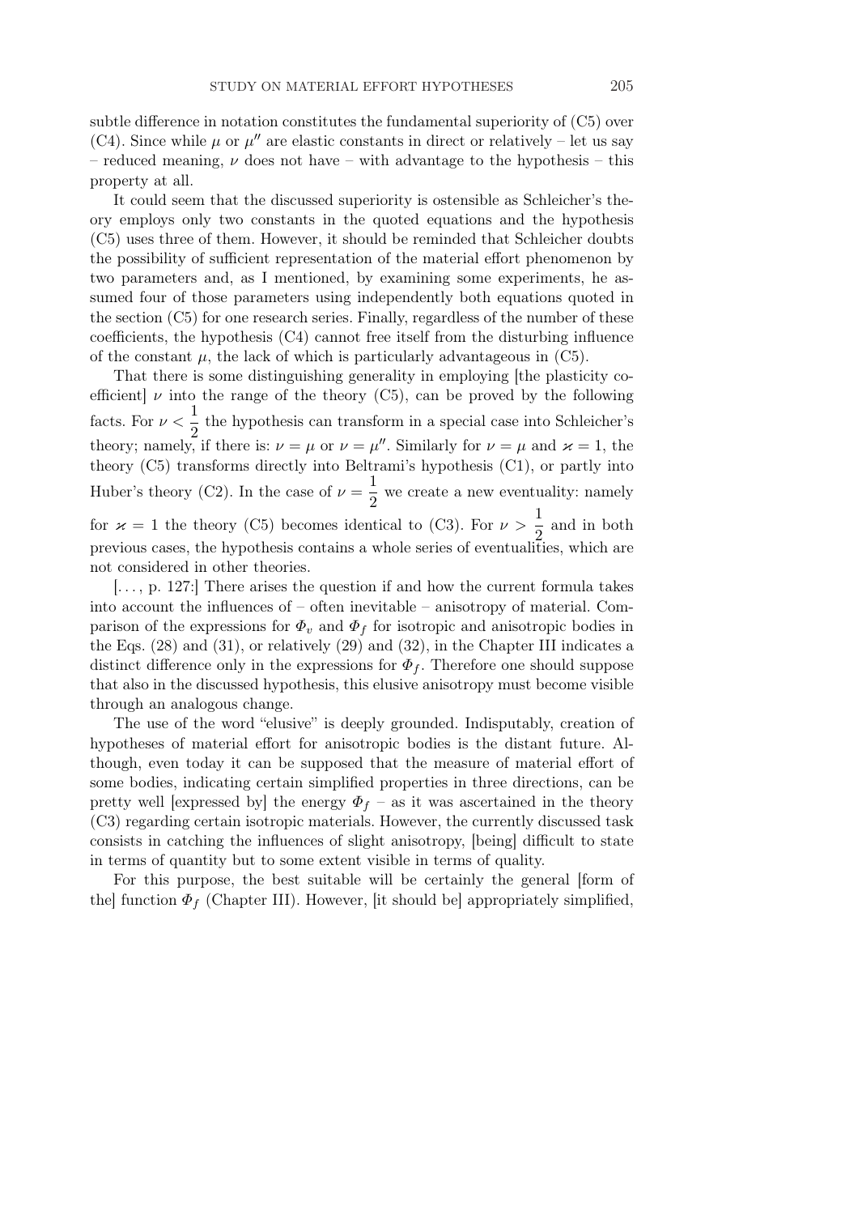subtle difference in notation constitutes the fundamental superiority of (C5) over (C4). Since while $\mu$ or $\mu''$ are elastic constants in direct or relatively – let us say – reduced meaning, $\nu$ does not have – with advantage to the hypothesis – this property at all.

It could seem that the discussed superiority is ostensible as Schleicher's theory employs only two constants in the quoted equations and the hypothesis (C5) uses three of them. However, it should be reminded that Schleicher doubts the possibility of sufficient representation of the material effort phenomenon by two parameters and, as I mentioned, by examining some experiments, he assumed four of those parameters using independently both equations quoted in the section (C5) for one research series. Finally, regardless of the number of these coefficients, the hypothesis (C4) cannot free itself from the disturbing influence of the constant $\mu$, the lack of which is particularly advantageous in (C5).

That there is some distinguishing generality in employing [the plasticity coefficient] $\nu$ into the range of the theory (C5), can be proved by the following facts. For $\nu < \dfrac{1}{2}$ the hypothesis can transform in a special case into Schleicher's theory; namely, if there is: $\nu = \mu$ or $\nu = \mu''$. Similarly for $\nu = \mu$ and $\varkappa = 1$, the theory (C5) transforms directly into Beltrami's hypothesis (C1), or partly into Huber's theory (C2). In the case of $\nu = \dfrac{1}{2}$ we create a new eventuality: namely for $\varkappa = 1$ the theory (C5) becomes identical to (C3). For $\nu > \dfrac{1}{2}$ and in both previous cases, the hypothesis contains a whole series of eventualities, which are not considered in other theories.

[..., p. 127:] There arises the question if and how the current formula takes into account the influences of – often inevitable – anisotropy of material. Comparison of the expressions for $\Phi_v$ and $\Phi_f$ for isotropic and anisotropic bodies in the Eqs. (28) and (31), or relatively (29) and (32), in the Chapter III indicates a distinct difference only in the expressions for $\Phi_f$. Therefore one should suppose that also in the discussed hypothesis, this elusive anisotropy must become visible through an analogous change.

The use of the word "elusive" is deeply grounded. Indisputably, creation of hypotheses of material effort for anisotropic bodies is the distant future. Although, even today it can be supposed that the measure of material effort of some bodies, indicating certain simplified properties in three directions, can be pretty well [expressed by] the energy $\Phi_f$ – as it was ascertained in the theory (C3) regarding certain isotropic materials. However, the currently discussed task consists in catching the influences of slight anisotropy, [being] difficult to state in terms of quantity but to some extent visible in terms of quality.

For this purpose, the best suitable will be certainly the general [form of the] function $\Phi_f$ (Chapter III). However, [it should be] appropriately simplified,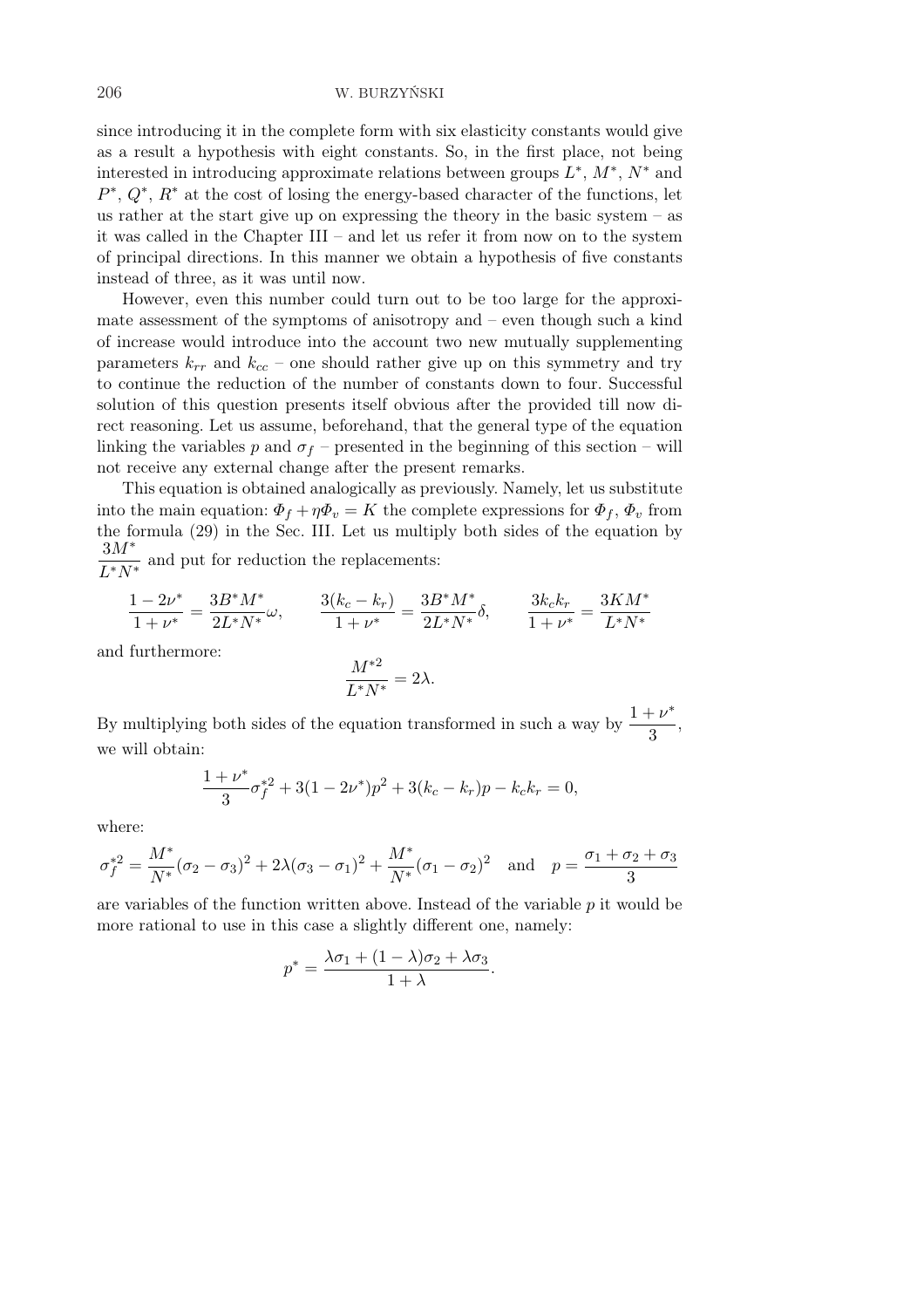since introducing it in the complete form with six elasticity constants would give as a result a hypothesis with eight constants. So, in the first place, not being interested in introducing approximate relations between groups $L^*$, $M^*$, $N^*$ and $P^*$, $Q^*$, $R^*$ at the cost of losing the energy-based character of the functions, let us rather at the start give up on expressing the theory in the basic system – as it was called in the Chapter III – and let us refer it from now on to the system of principal directions. In this manner we obtain a hypothesis of five constants instead of three, as it was until now.

However, even this number could turn out to be too large for the approximate assessment of the symptoms of anisotropy and – even though such a kind of increase would introduce into the account two new mutually supplementing parameters $k_{rr}$ and $k_{cc}$ – one should rather give up on this symmetry and try to continue the reduction of the number of constants down to four. Successful solution of this question presents itself obvious after the provided till now direct reasoning. Let us assume, beforehand, that the general type of the equation linking the variables $p$ and $\sigma_f$ – presented in the beginning of this section – will not receive any external change after the present remarks.

This equation is obtained analogically as previously. Namely, let us substitute into the main equation: $\Phi_f + \eta\Phi_v = K$ the complete expressions for $\Phi_f$, $\Phi_v$ from the formula (29) in the Sec. III. Let us multiply both sides of the equation by $\dfrac{3M^*}{L^*N^*}$ and put for reduction the replacements:

$$\frac{1-2\nu^*}{1+\nu^*} = \frac{3B^*M^*}{2L^*N^*}\omega, \qquad \frac{3(k_c-k_r)}{1+\nu^*} = \frac{3B^*M^*}{2L^*N^*}\delta, \qquad \frac{3k_ck_r}{1+\nu^*} = \frac{3KM^*}{L^*N^*}$$

and furthermore:

$$\frac{M^{*2}}{L^*N^*} = 2\lambda.$$

By multiplying both sides of the equation transformed in such a way by $\dfrac{1+\nu^*}{3}$, we will obtain:

$$\frac{1+\nu^*}{3}\sigma_f^{*2} + 3(1-2\nu^*)p^2 + 3(k_c-k_r)p - k_ck_r = 0,$$

where:

$$\sigma_f^{*2} = \frac{M^*}{N^*}(\sigma_2-\sigma_3)^2 + 2\lambda(\sigma_3-\sigma_1)^2 + \frac{M^*}{N^*}(\sigma_1-\sigma_2)^2 \quad \text{and} \quad p = \frac{\sigma_1+\sigma_2+\sigma_3}{3}$$

are variables of the function written above. Instead of the variable $p$ it would be more rational to use in this case a slightly different one, namely:

$$p^* = \frac{\lambda\sigma_1 + (1-\lambda)\sigma_2 + \lambda\sigma_3}{1+\lambda}.$$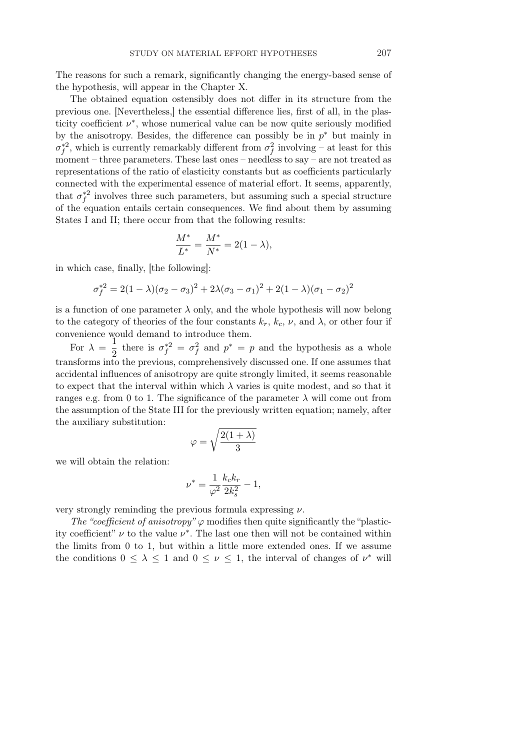The reasons for such a remark, significantly changing the energy-based sense of the hypothesis, will appear in the Chapter X.

The obtained equation ostensibly does not differ in its structure from the previous one. [Nevertheless,] the essential difference lies, first of all, in the plasticity coefficient $\nu^*$, whose numerical value can be now quite seriously modified by the anisotropy. Besides, the difference can possibly be in $p^*$ but mainly in $\sigma_f^{*2}$, which is currently remarkably different from $\sigma_f^2$ involving – at least for this moment – three parameters. These last ones – needless to say – are not treated as representations of the ratio of elasticity constants but as coefficients particularly connected with the experimental essence of material effort. It seems, apparently, that $\sigma_f^{*2}$ involves three such parameters, but assuming such a special structure of the equation entails certain consequences. We find about them by assuming States I and II; there occur from that the following results:

$$\frac{M^*}{L^*} = \frac{M^*}{N^*} = 2(1-\lambda),$$

in which case, finally, [the following]:

$$\sigma_f^{*2} = 2(1-\lambda)(\sigma_2 - \sigma_3)^2 + 2\lambda(\sigma_3 - \sigma_1)^2 + 2(1-\lambda)(\sigma_1 - \sigma_2)^2$$

is a function of one parameter $\lambda$ only, and the whole hypothesis will now belong to the category of theories of the four constants $k_r$, $k_c$, $\nu$, and $\lambda$, or other four if convenience would demand to introduce them.

For $\lambda = \dfrac{1}{2}$ there is $\sigma_f^{*2} = \sigma_f^2$ and $p^* = p$ and the hypothesis as a whole transforms into the previous, comprehensively discussed one. If one assumes that accidental influences of anisotropy are quite strongly limited, it seems reasonable to expect that the interval within which $\lambda$ varies is quite modest, and so that it ranges e.g. from 0 to 1. The significance of the parameter $\lambda$ will come out from the assumption of the State III for the previously written equation; namely, after the auxiliary substitution:

$$\varphi = \sqrt{\frac{2(1+\lambda)}{3}}$$

we will obtain the relation:

$$\nu^* = \frac{1}{\varphi^2}\frac{k_c k_r}{2k_s^2} - 1,$$

very strongly reminding the previous formula expressing $\nu$.

*The "coefficient of anisotropy"* $\varphi$ modifies then quite significantly the "plasticity coefficient" $\nu$ to the value $\nu^*$. The last one then will not be contained within the limits from 0 to 1, but within a little more extended ones. If we assume the conditions $0 \leq \lambda \leq 1$ and $0 \leq \nu \leq 1$, the interval of changes of $\nu^*$ will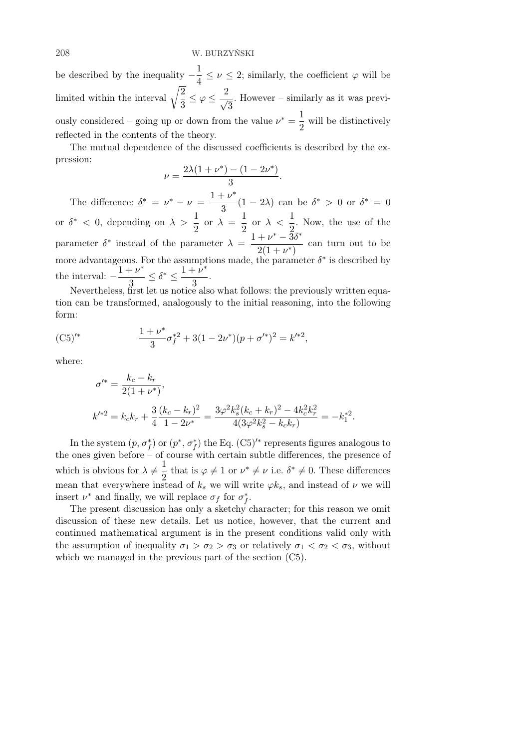be described by the inequality $-\frac{1}{4} \leq \nu \leq 2$; similarly, the coefficient $\varphi$ will be limited within the interval $\sqrt{\frac{2}{3}} \leq \varphi \leq \frac{2}{\sqrt{3}}$. However – similarly as it was previously considered – going up or down from the value $\nu^* = \frac{1}{2}$ will be distinctively reflected in the contents of the theory.

The mutual dependence of the discussed coefficients is described by the expression:

$$\nu = \frac{2\lambda(1+\nu^*) - (1-2\nu^*)}{3}.$$

The difference: $\delta^* = \nu^* - \nu = \frac{1+\nu^*}{3}(1-2\lambda)$ can be $\delta^* > 0$ or $\delta^* = 0$ or $\delta^* < 0$, depending on $\lambda > \frac{1}{2}$ or $\lambda = \frac{1}{2}$ or $\lambda < \frac{1}{2}$. Now, the use of the parameter $\delta^*$ instead of the parameter $\lambda = \frac{1+\nu^*-3\delta^*}{2(1+\nu^*)}$ can turn out to be more advantageous. For the assumptions made, the parameter $\delta^*$ is described by the interval: $-\frac{1+\nu^*}{3} \leq \delta^* \leq \frac{1+\nu^*}{3}$.

Nevertheless, first let us notice also what follows: the previously written equation can be transformed, analogously to the initial reasoning, into the following form:

$$\text{(C5)}'^* \qquad \frac{1+\nu^*}{3}\sigma_f^{*2} + 3(1-2\nu^*)(p+\sigma'^*)^2 = k'^{*2},$$

where:

$$\sigma'^* = \frac{k_c - k_r}{2(1+\nu^*)},$$

$$k'^{*2} = k_c k_r + \frac{3}{4}\frac{(k_c-k_r)^2}{1-2\nu^*} = \frac{3\varphi^2 k_s^2(k_c+k_r)^2 - 4k_c^2 k_r^2}{4(3\varphi^2 k_s^2 - k_c k_r)} = -k_1^{*2}.$$

In the system $(p, \sigma_f^*)$ or $(p^*, \sigma_f^*)$ the Eq. $(\text{C5})'^*$ represents figures analogous to the ones given before – of course with certain subtle differences, the presence of which is obvious for $\lambda \neq \frac{1}{2}$ that is $\varphi \neq 1$ or $\nu^* \neq \nu$ i.e. $\delta^* \neq 0$. These differences mean that everywhere instead of $k_s$ we will write $\varphi k_s$, and instead of $\nu$ we will insert $\nu^*$ and finally, we will replace $\sigma_f$ for $\sigma_f^*$.

The present discussion has only a sketchy character; for this reason we omit discussion of these new details. Let us notice, however, that the current and continued mathematical argument is in the present conditions valid only with the assumption of inequality $\sigma_1 > \sigma_2 > \sigma_3$ or relatively $\sigma_1 < \sigma_2 < \sigma_3$, without which we managed in the previous part of the section (C5).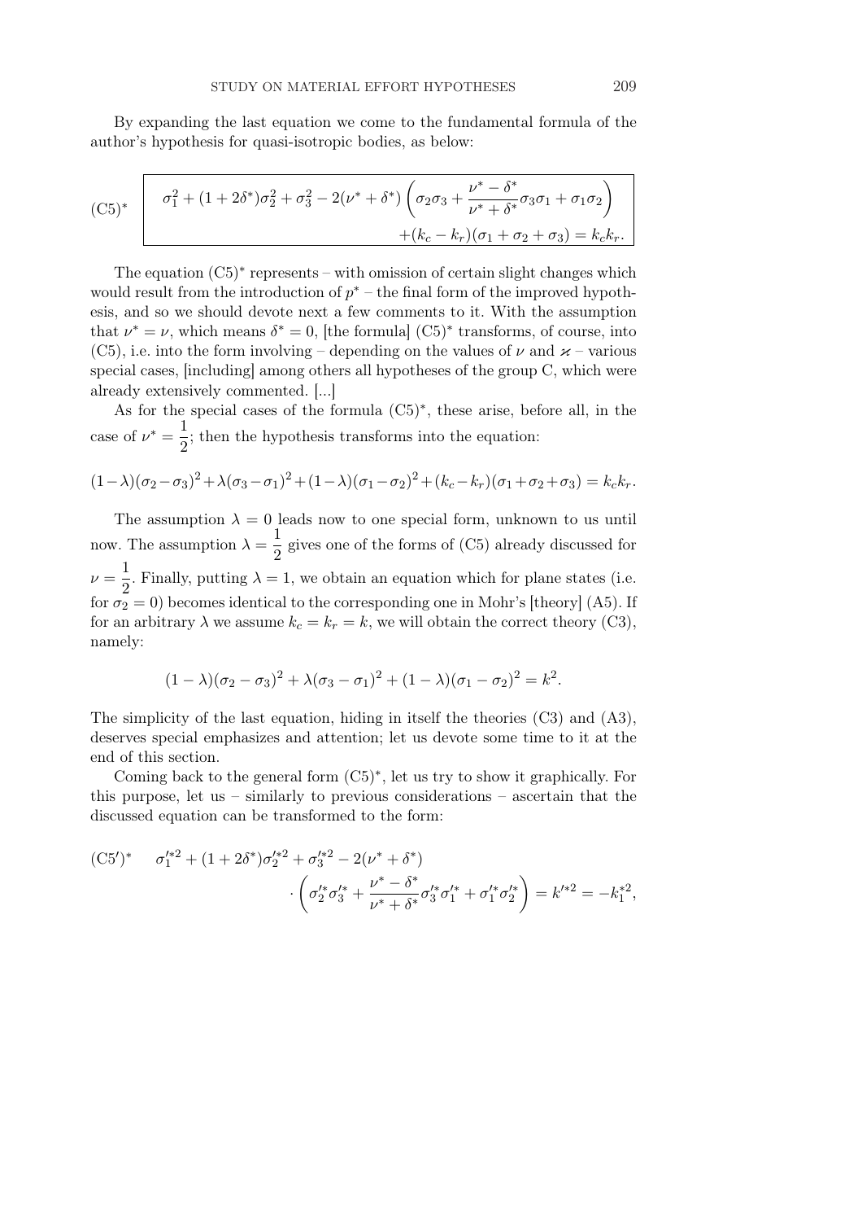By expanding the last equation we come to the fundamental formula of the author's hypothesis for quasi-isotropic bodies, as below:

$$
\text{(C5)}^* \qquad \boxed{\begin{aligned} \sigma_1^2 + (1+2\delta^*)\sigma_2^2 + \sigma_3^2 - 2(\nu^* + \delta^*)\left(\sigma_2\sigma_3 + \frac{\nu^* - \delta^*}{\nu^* + \delta^*}\sigma_3\sigma_1 + \sigma_1\sigma_2\right) & \\ + (k_c - k_r)(\sigma_1 + \sigma_2 + \sigma_3) = k_c k_r. & \end{aligned}}
$$

The equation $(\text{C5})^*$ represents – with omission of certain slight changes which would result from the introduction of $p^*$ – the final form of the improved hypothesis, and so we should devote next a few comments to it. With the assumption that $\nu^* = \nu$, which means $\delta^* = 0$, [the formula] $(\text{C5})^*$ transforms, of course, into (C5), i.e. into the form involving – depending on the values of $\nu$ and $\varkappa$ – various special cases, [including] among others all hypotheses of the group C, which were already extensively commented. [...]

As for the special cases of the formula $(\text{C5})^*$, these arise, before all, in the case of $\nu^* = \dfrac{1}{2}$; then the hypothesis transforms into the equation:

$$
(1-\lambda)(\sigma_2-\sigma_3)^2 + \lambda(\sigma_3-\sigma_1)^2 + (1-\lambda)(\sigma_1-\sigma_2)^2 + (k_c-k_r)(\sigma_1+\sigma_2+\sigma_3) = k_c k_r.
$$

The assumption $\lambda = 0$ leads now to one special form, unknown to us until now. The assumption $\lambda = \dfrac{1}{2}$ gives one of the forms of (C5) already discussed for $\nu = \dfrac{1}{2}$. Finally, putting $\lambda = 1$, we obtain an equation which for plane states (i.e. for $\sigma_2 = 0$) becomes identical to the corresponding one in Mohr's [theory] (A5). If for an arbitrary $\lambda$ we assume $k_c = k_r = k$, we will obtain the correct theory (C3), namely:

$$
(1-\lambda)(\sigma_2-\sigma_3)^2 + \lambda(\sigma_3-\sigma_1)^2 + (1-\lambda)(\sigma_1-\sigma_2)^2 = k^2.
$$

The simplicity of the last equation, hiding in itself the theories (C3) and (A3), deserves special emphasizes and attention; let us devote some time to it at the end of this section.

Coming back to the general form $(\text{C5})^*$, let us try to show it graphically. For this purpose, let us – similarly to previous considerations – ascertain that the discussed equation can be transformed to the form:

$$
\begin{aligned}
(\text{C5}')^* \qquad \sigma_1'^{*2} + (1+2\delta^*)\sigma_2'^{*2} + \sigma_3'^{*2} - 2(\nu^* + \delta^*) & \\
\cdot \left(\sigma_2'^{*}\sigma_3'^{*} + \frac{\nu^* - \delta^*}{\nu^* + \delta^*}\sigma_3'^{*}\sigma_1'^{*} + \sigma_1'^{*}\sigma_2'^{*}\right) &= k'^{*2} = -k_1^{*2},
\end{aligned}
$$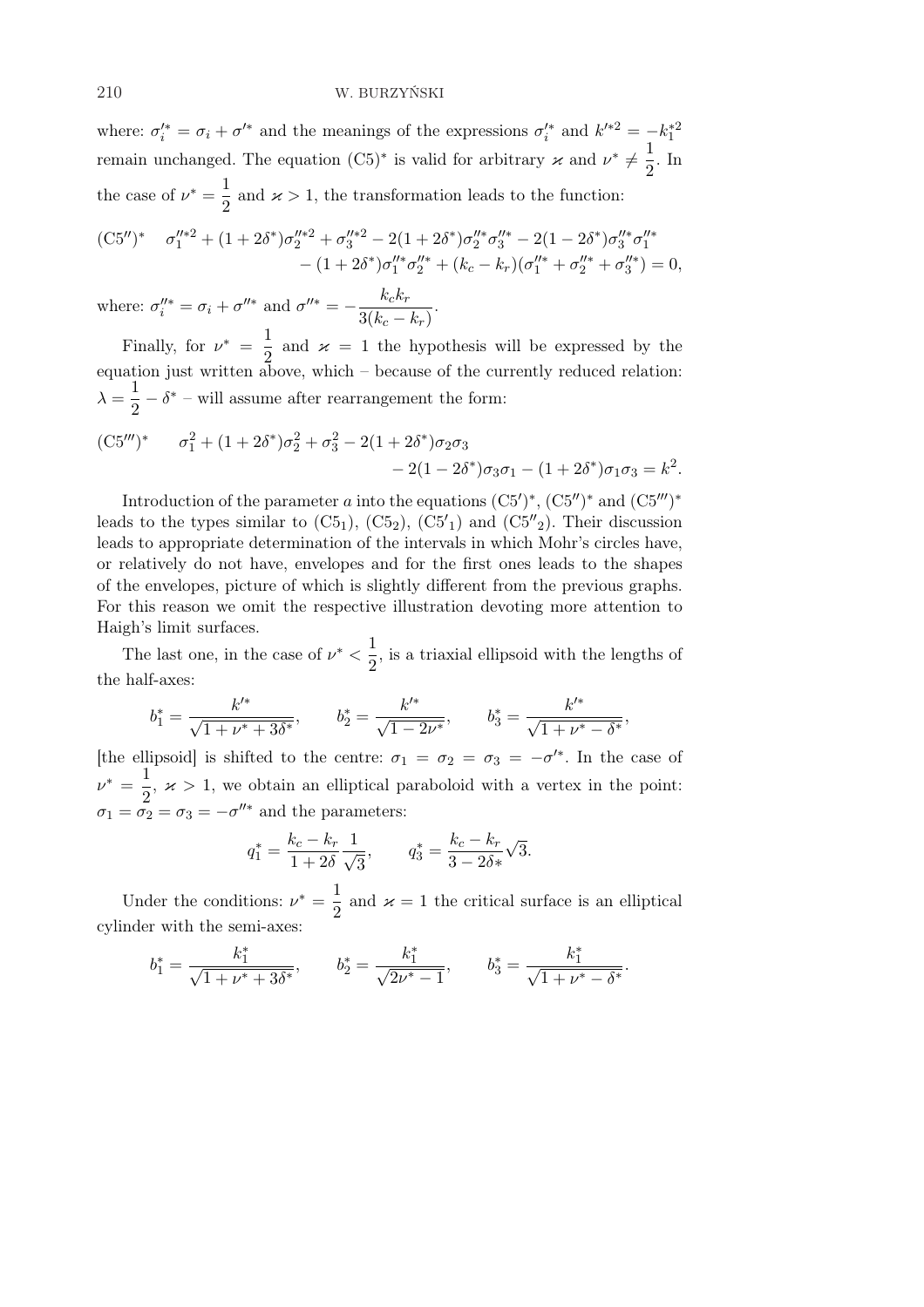where: $\sigma_i'^* = \sigma_i + \sigma'^*$ and the meanings of the expressions $\sigma_i'^*$ and $k'^{*2} = -k_1^{*2}$ remain unchanged. The equation (C5)* is valid for arbitrary $\varkappa$ and $\nu^* \neq \dfrac{1}{2}$. In the case of $\nu^* = \dfrac{1}{2}$ and $\varkappa > 1$, the transformation leads to the function:

$$
\begin{aligned}
(\mathrm{C5}'')^* \quad & \sigma_1''^{*2} + (1+2\delta^*)\sigma_2''^{*2} + \sigma_3''^{*2} - 2(1+2\delta^*)\sigma_2''^*\sigma_3''^* - 2(1-2\delta^*)\sigma_3''^*\sigma_1''^* \\
& - (1+2\delta^*)\sigma_1''^*\sigma_2''^* + (k_c - k_r)(\sigma_1''^* + \sigma_2''^* + \sigma_3''^*) = 0,
\end{aligned}
$$

where: $\sigma_i''^* = \sigma_i + \sigma''^*$ and $\sigma''^* = -\dfrac{k_c k_r}{3(k_c - k_r)}$.

Finally, for $\nu^* = \dfrac{1}{2}$ and $\varkappa = 1$ the hypothesis will be expressed by the equation just written above, which – because of the currently reduced relation: $\lambda = \dfrac{1}{2} - \delta^*$ – will assume after rearrangement the form:

$$
\begin{aligned}
(\mathrm{C5}''')^* \quad & \sigma_1^2 + (1+2\delta^*)\sigma_2^2 + \sigma_3^2 - 2(1+2\delta^*)\sigma_2\sigma_3 \\
& - 2(1-2\delta^*)\sigma_3\sigma_1 - (1+2\delta^*)\sigma_1\sigma_3 = k^2.
\end{aligned}
$$

Introduction of the parameter $a$ into the equations (C5′)*, (C5″)* and (C5‴)* leads to the types similar to (C5$_1$), (C5$_2$), (C5′$_1$) and (C5″$_2$). Their discussion leads to appropriate determination of the intervals in which Mohr's circles have, or relatively do not have, envelopes and for the first ones leads to the shapes of the envelopes, picture of which is slightly different from the previous graphs. For this reason we omit the respective illustration devoting more attention to Haigh's limit surfaces.

The last one, in the case of $\nu^* < \dfrac{1}{2}$, is a triaxial ellipsoid with the lengths of the half-axes:

$$
b_1^* = \frac{k'^*}{\sqrt{1+\nu^*+3\delta^*}}, \qquad b_2^* = \frac{k'^*}{\sqrt{1-2\nu^*}}, \qquad b_3^* = \frac{k'^*}{\sqrt{1+\nu^*-\delta^*}},
$$

[the ellipsoid] is shifted to the centre: $\sigma_1 = \sigma_2 = \sigma_3 = -\sigma'^*$. In the case of $\nu^* = \dfrac{1}{2}$, $\varkappa > 1$, we obtain an elliptical paraboloid with a vertex in the point: $\sigma_1 = \sigma_2 = \sigma_3 = -\sigma''^*$ and the parameters:

$$
q_1^* = \frac{k_c - k_r}{1+2\delta}\frac{1}{\sqrt{3}}, \qquad q_3^* = \frac{k_c - k_r}{3 - 2\delta*}\sqrt{3}.
$$

Under the conditions: $\nu^* = \dfrac{1}{2}$ and $\varkappa = 1$ the critical surface is an elliptical cylinder with the semi-axes:

$$
b_1^* = \frac{k_1^*}{\sqrt{1+\nu^*+3\delta^*}}, \qquad b_2^* = \frac{k_1^*}{\sqrt{2\nu^*-1}}, \qquad b_3^* = \frac{k_1^*}{\sqrt{1+\nu^*-\delta^*}}.
$$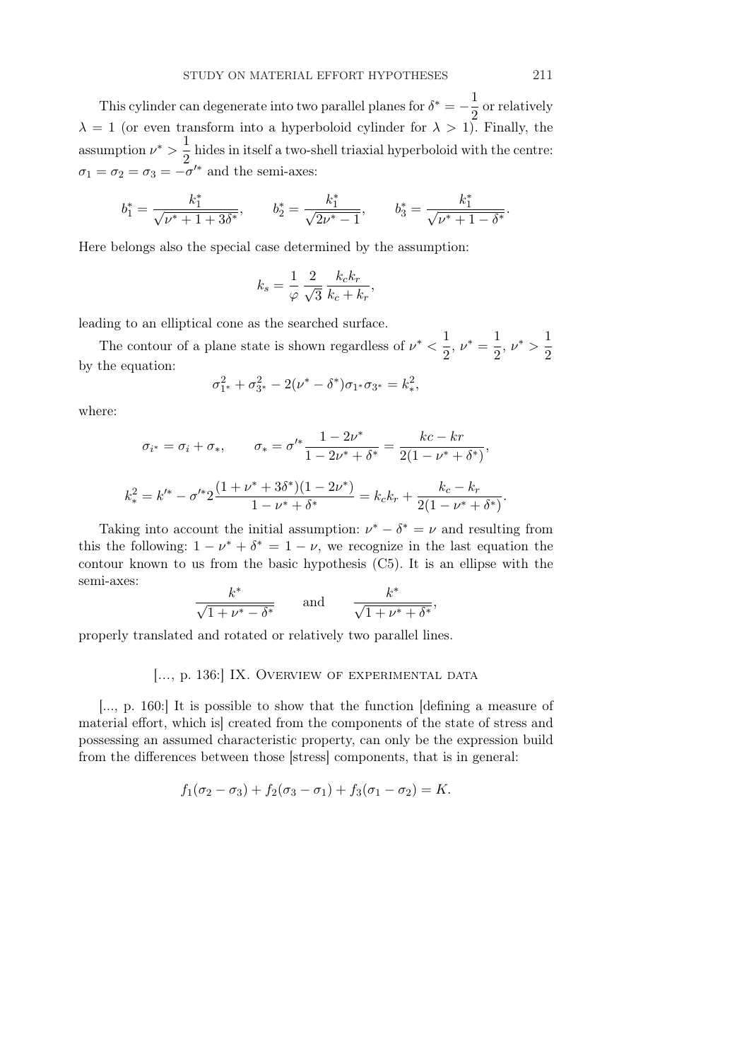This cylinder can degenerate into two parallel planes for $\delta^* = -\dfrac{1}{2}$ or relatively $\lambda = 1$ (or even transform into a hyperboloid cylinder for $\lambda > 1$). Finally, the assumption $\nu^* > \dfrac{1}{2}$ hides in itself a two-shell triaxial hyperboloid with the centre: $\sigma_1 = \sigma_2 = \sigma_3 = -\sigma'^*$ and the semi-axes:

$$b_1^* = \frac{k_1^*}{\sqrt{\nu^* + 1 + 3\delta^*}}, \qquad b_2^* = \frac{k_1^*}{\sqrt{2\nu^* - 1}}, \qquad b_3^* = \frac{k_1^*}{\sqrt{\nu^* + 1 - \delta^*}}.$$

Here belongs also the special case determined by the assumption:

$$k_s = \frac{1}{\varphi}\,\frac{2}{\sqrt{3}}\,\frac{k_c k_r}{k_c + k_r},$$

leading to an elliptical cone as the searched surface.

The contour of a plane state is shown regardless of $\nu^* < \dfrac{1}{2}$, $\nu^* = \dfrac{1}{2}$, $\nu^* > \dfrac{1}{2}$ by the equation:

$$\sigma_{1^*}^2 + \sigma_{3^*}^2 - 2(\nu^* - \delta^*)\sigma_{1^*}\sigma_{3^*} = k_*^2,$$

where:

$$\sigma_{i^*} = \sigma_i + \sigma_*, \qquad \sigma_* = \sigma'^* \frac{1 - 2\nu^*}{1 - 2\nu^* + \delta^*} = \frac{kc - kr}{2(1 - \nu^* + \delta^*)},$$

$$k_*^2 = k'^* - \sigma'^* 2 \frac{(1 + \nu^* + 3\delta^*)(1 - 2\nu^*)}{1 - \nu^* + \delta^*} = k_c k_r + \frac{k_c - k_r}{2(1 - \nu^* + \delta^*)}.$$

Taking into account the initial assumption: $\nu^* - \delta^* = \nu$ and resulting from this the following: $1 - \nu^* + \delta^* = 1 - \nu$, we recognize in the last equation the contour known to us from the basic hypothesis (C5). It is an ellipse with the semi-axes:

$$\frac{k^*}{\sqrt{1 + \nu^* - \delta^*}} \qquad \text{and} \qquad \frac{k^*}{\sqrt{1 + \nu^* + \delta^*}},$$

properly translated and rotated or relatively two parallel lines.

### [..., p. 136:] IX. Overview of experimental data

[..., p. 160:] It is possible to show that the function [defining a measure of material effort, which is] created from the components of the state of stress and possessing an assumed characteristic property, can only be the expression build from the differences between those [stress] components, that is in general:

$$f_1(\sigma_2 - \sigma_3) + f_2(\sigma_3 - \sigma_1) + f_3(\sigma_1 - \sigma_2) = K.$$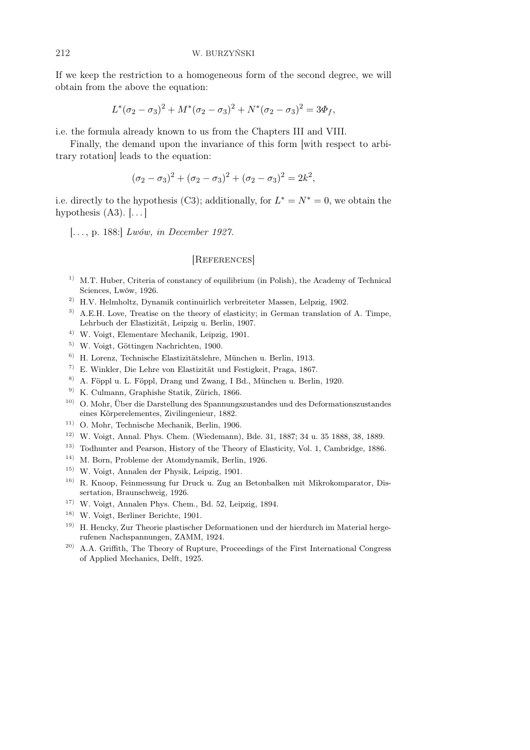If we keep the restriction to a homogeneous form of the second degree, we will obtain from the above the equation:

$$L^*(\sigma_2 - \sigma_3)^2 + M^*(\sigma_2 - \sigma_3)^2 + N^*(\sigma_2 - \sigma_3)^2 = 3\Phi_f,$$

i.e. the formula already known to us from the Chapters III and VIII.

Finally, the demand upon the invariance of this form [with respect to arbitrary rotation] leads to the equation:

$$(\sigma_2 - \sigma_3)^2 + (\sigma_2 - \sigma_3)^2 + (\sigma_2 - \sigma_3)^2 = 2k^2,$$

i.e. directly to the hypothesis (C3); additionally, for $L^* = N^* = 0$, we obtain the hypothesis (A3). [...]

[..., p. 188:] *Lwów, in December 1927.*

## [References]

1) M.T. Huber, Criteria of constancy of equilibrium (in Polish), the Academy of Technical Sciences, Lwów, 1926.

2) H.V. Helmholtz, Dynamik continuirlich verbreiteter Massen, Lelpzig, 1902.

3) A.E.H. Love, Treatise on the theory of elasticity; in German translation of A. Timpe, Lehrbuch der Elastizität, Leipzig u. Berlin, 1907.

4) W. Voigt, Elementare Mechanik, Leipzig, 1901.

5) W. Voigt, Göttingen Nachrichten, 1900.

6) H. Lorenz, Technische Elastizitätslehre, München u. Berlin, 1913.

7) E. Winkler, Die Lehre von Elastizität und Festigkeit, Praga, 1867.

8) A. Föppl u. L. Föppl, Drang und Zwang, I Bd., München u. Berlin, 1920.

9) K. Culmann, Graphishe Statik, Zürich, 1866.

10) O. Mohr, Über die Darstellung des Spannungszustandes und des Deformationszustandes eines Körperelementes, Zivilingenieur, 1882.

11) O. Mohr, Technische Mechanik, Berlin, 1906.

12) W. Voigt, Annal. Phys. Chem. (Wiedemann), Bde. 31, 1887; 34 u. 35 1888, 38, 1889.

13) Todhunter and Pearson, History of the Theory of Elasticity, Vol. 1, Cambridge, 1886.

14) M. Born, Probleme der Atomdynamik, Berlin, 1926.

15) W. Voigt, Annalen der Physik, Leipzig, 1901.

16) R. Knoop, Feinmessung fur Druck u. Zug an Betonbalken mit Mikrokomparator, Dissertation, Braunschweig, 1926.

17) W. Voigt, Annalen Phys. Chem., Bd. 52, Leipzig, 1894.

18) W. Voigt, Berliner Berichte, 1901.

19) H. Hencky, Zur Theorie plastischer Deformationen und der hierdurch im Material hergerufenen Nachspannungen, ZAMM, 1924.

20) A.A. Griffith, The Theory of Rupture, Proceedings of the First International Congress of Applied Mechanics, Delft, 1925.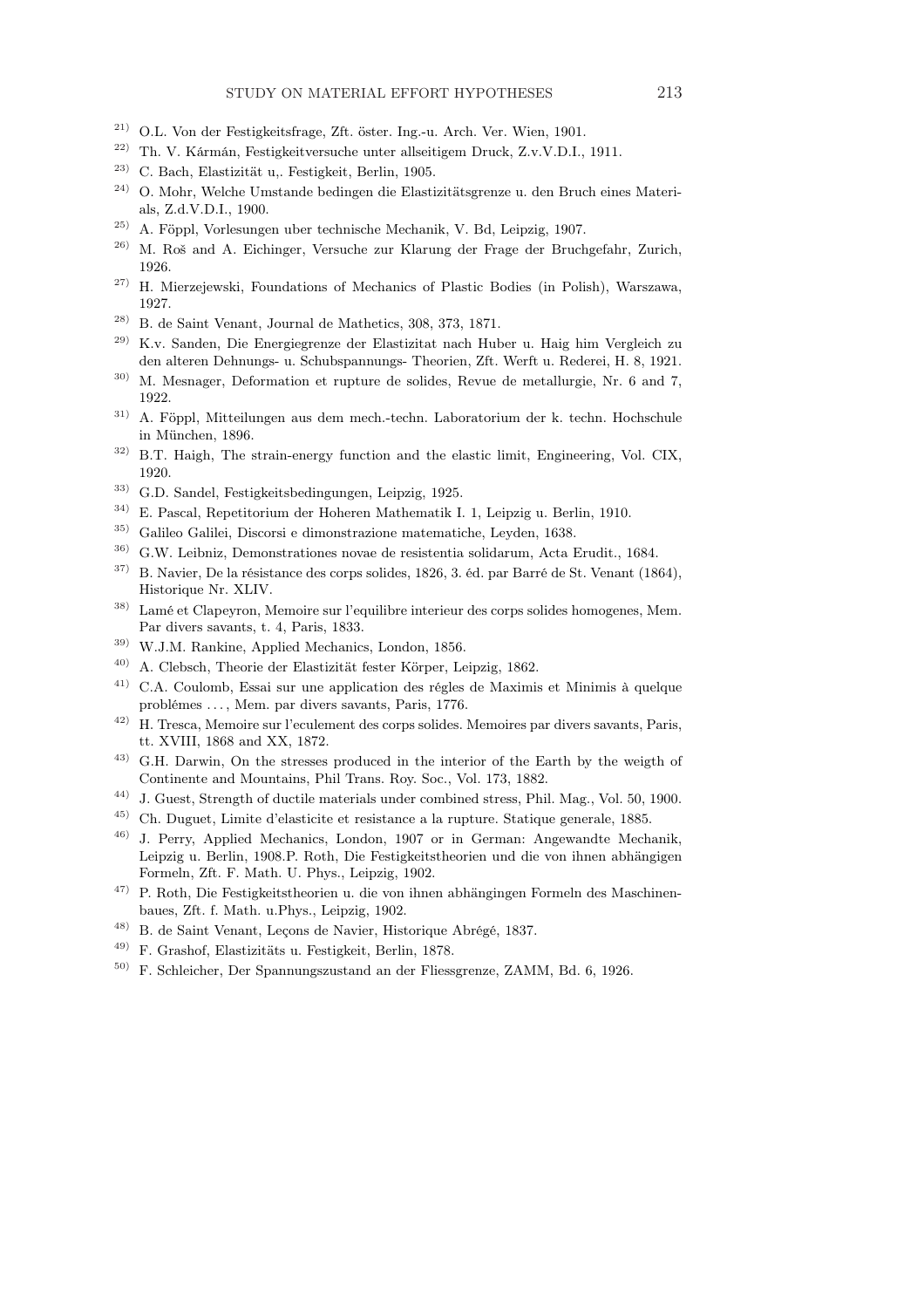21) O.L. Von der Festigkeitsfrage, Zft. öster. Ing.-u. Arch. Ver. Wien, 1901.

22) Th. V. Kármán, Festigkeitversuche unter allseitigem Druck, Z.v.V.D.I., 1911.

23) C. Bach, Elastizität u,. Festigkeit, Berlin, 1905.

24) O. Mohr, Welche Umstande bedingen die Elastizitätsgrenze u. den Bruch eines Materials, Z.d.V.D.I., 1900.

25) A. Föppl, Vorlesungen uber technische Mechanik, V. Bd, Leipzig, 1907.

26) M. Roš and A. Eichinger, Versuche zur Klarung der Frage der Bruchgefahr, Zurich, 1926.

27) H. Mierzejewski, Foundations of Mechanics of Plastic Bodies (in Polish), Warszawa, 1927.

28) B. de Saint Venant, Journal de Mathetics, 308, 373, 1871.

29) K.v. Sanden, Die Energiegrenze der Elastizitat nach Huber u. Haig him Vergleich zu den alteren Dehnungs- u. Schubspannungs- Theorien, Zft. Werft u. Rederei, H. 8, 1921.

30) M. Mesnager, Deformation et rupture de solides, Revue de metallurgie, Nr. 6 and 7, 1922.

31) A. Föppl, Mitteilungen aus dem mech.-techn. Laboratorium der k. techn. Hochschule in München, 1896.

32) B.T. Haigh, The strain-energy function and the elastic limit, Engineering, Vol. CIX, 1920.

33) G.D. Sandel, Festigkeitsbedingungen, Leipzig, 1925.

34) E. Pascal, Repetitorium der Hoheren Mathematik I. 1, Leipzig u. Berlin, 1910.

35) Galileo Galilei, Discorsi e dimonstrazione matematiche, Leyden, 1638.

36) G.W. Leibniz, Demonstrationes novae de resistentia solidarum, Acta Erudit., 1684.

37) B. Navier, De la résistance des corps solides, 1826, 3. éd. par Barré de St. Venant (1864), Historique Nr. XLIV.

38) Lamé et Clapeyron, Memoire sur l'equilibre interieur des corps solides homogenes, Mem. Par divers savants, t. 4, Paris, 1833.

39) W.J.M. Rankine, Applied Mechanics, London, 1856.

40) A. Clebsch, Theorie der Elastizität fester Körper, Leipzig, 1862.

41) C.A. Coulomb, Essai sur une application des régles de Maximis et Minimis à quelque problémes ..., Mem. par divers savants, Paris, 1776.

42) H. Tresca, Memoire sur l'eculement des corps solides. Memoires par divers savants, Paris, tt. XVIII, 1868 and XX, 1872.

43) G.H. Darwin, On the stresses produced in the interior of the Earth by the weigth of Continente and Mountains, Phil Trans. Roy. Soc., Vol. 173, 1882.

44) J. Guest, Strength of ductile materials under combined stress, Phil. Mag., Vol. 50, 1900.

45) Ch. Duguet, Limite d'elasticite et resistance a la rupture. Statique generale, 1885.

46) J. Perry, Applied Mechanics, London, 1907 or in German: Angewandte Mechanik, Leipzig u. Berlin, 1908.P. Roth, Die Festigkeitstheorien und die von ihnen abhängigen Formeln, Zft. F. Math. U. Phys., Leipzig, 1902.

47) P. Roth, Die Festigkeitstheorien u. die von ihnen abhängingen Formeln des Maschinenbaues, Zft. f. Math. u.Phys., Leipzig, 1902.

48) B. de Saint Venant, Leçons de Navier, Historique Abrégé, 1837.

49) F. Grashof, Elastizitäts u. Festigkeit, Berlin, 1878.

50) F. Schleicher, Der Spannungszustand an der Fliessgrenze, ZAMM, Bd. 6, 1926.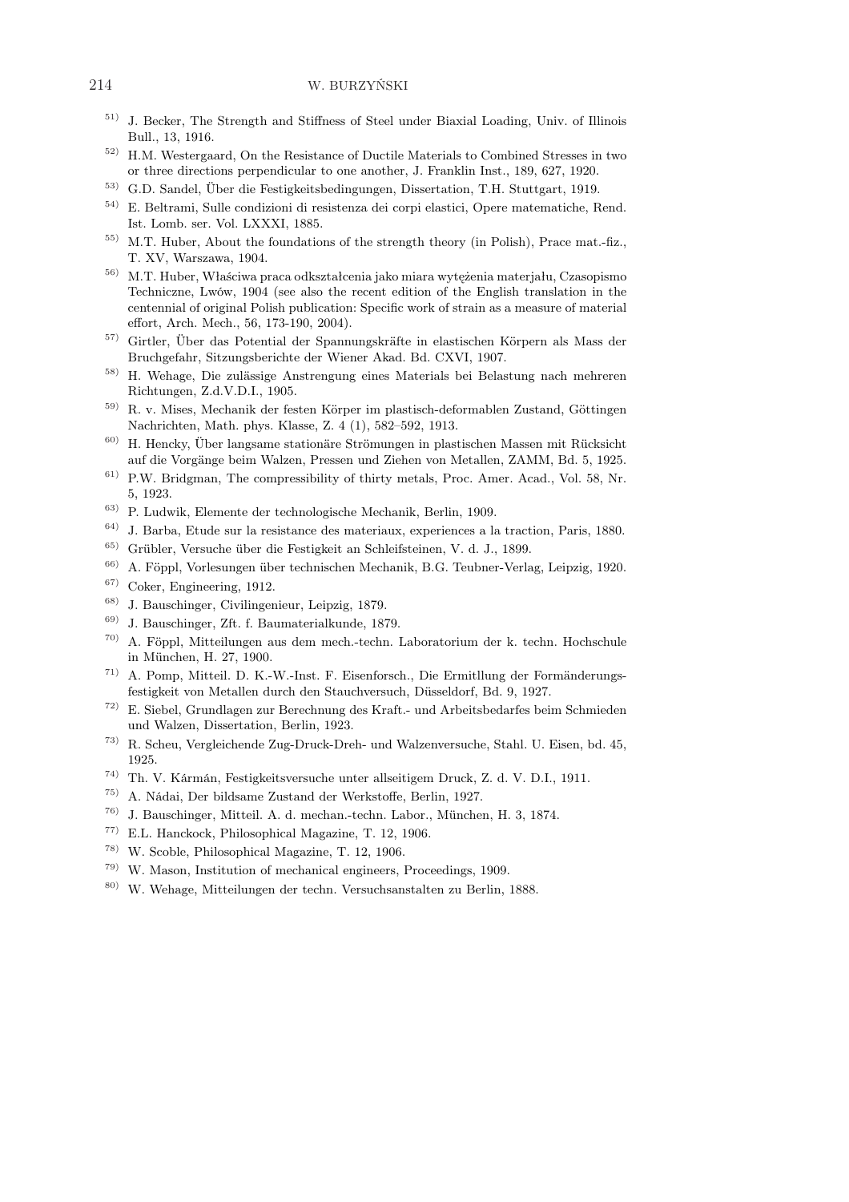[51)] J. Becker, The Strength and Stiffness of Steel under Biaxial Loading, Univ. of Illinois Bull., 13, 1916.

[52)] H.M. Westergaard, On the Resistance of Ductile Materials to Combined Stresses in two or three directions perpendicular to one another, J. Franklin Inst., 189, 627, 1920.

[53)] G.D. Sandel, Über die Festigkeitsbedingungen, Dissertation, T.H. Stuttgart, 1919.

[54)] E. Beltrami, Sulle condizioni di resistenza dei corpi elastici, Opere matematiche, Rend. Ist. Lomb. ser. Vol. LXXXI, 1885.

[55)] M.T. Huber, About the foundations of the strength theory (in Polish), Prace mat.-fiz., T. XV, Warszawa, 1904.

[56)] M.T. Huber, Właściwa praca odkształcenia jako miara wytężenia materjału, Czasopismo Techniczne, Lwów, 1904 (see also the recent edition of the English translation in the centennial of original Polish publication: Specific work of strain as a measure of material effort, Arch. Mech., 56, 173-190, 2004).

[57)] Girtler, Über das Potential der Spannungskräfte in elastischen Körpern als Mass der Bruchgefahr, Sitzungsberichte der Wiener Akad. Bd. CXVI, 1907.

[58)] H. Wehage, Die zulässige Anstrengung eines Materials bei Belastung nach mehreren Richtungen, Z.d.V.D.I., 1905.

[59)] R. v. Mises, Mechanik der festen Körper im plastisch-deformablen Zustand, Göttingen Nachrichten, Math. phys. Klasse, Z. 4 (1), 582–592, 1913.

[60)] H. Hencky, Über langsame stationäre Strömungen in plastischen Massen mit Rücksicht auf die Vorgänge beim Walzen, Pressen und Ziehen von Metallen, ZAMM, Bd. 5, 1925.

[61)] P.W. Bridgman, The compressibility of thirty metals, Proc. Amer. Acad., Vol. 58, Nr. 5, 1923.

[63)] P. Ludwik, Elemente der technologische Mechanik, Berlin, 1909.

[64)] J. Barba, Etude sur la resistance des materiaux, experiences a la traction, Paris, 1880.

[65)] Grübler, Versuche über die Festigkeit an Schleifsteinen, V. d. J., 1899.

[66)] A. Föppl, Vorlesungen über technischen Mechanik, B.G. Teubner-Verlag, Leipzig, 1920.

[67)] Coker, Engineering, 1912.

[68)] J. Bauschinger, Civilingenieur, Leipzig, 1879.

[69)] J. Bauschinger, Zft. f. Baumaterialkunde, 1879.

[70)] A. Föppl, Mitteilungen aus dem mech.-techn. Laboratorium der k. techn. Hochschule in München, H. 27, 1900.

[71)] A. Pomp, Mitteil. D. K.-W.-Inst. F. Eisenforsch., Die Ermitllung der Formänderungsfestigkeit von Metallen durch den Stauchversuch, Düsseldorf, Bd. 9, 1927.

[72)] E. Siebel, Grundlagen zur Berechnung des Kraft.- und Arbeitsbedarfes beim Schmieden und Walzen, Dissertation, Berlin, 1923.

[73)] R. Scheu, Vergleichende Zug-Druck-Dreh- und Walzenversuche, Stahl. U. Eisen, bd. 45, 1925.

[74)] Th. V. Kármán, Festigkeitsversuche unter allseitigem Druck, Z. d. V. D.I., 1911.

[75)] A. Nádai, Der bildsame Zustand der Werkstoffe, Berlin, 1927.

[76)] J. Bauschinger, Mitteil. A. d. mechan.-techn. Labor., München, H. 3, 1874.

[77)] E.L. Hanckock, Philosophical Magazine, T. 12, 1906.

[78)] W. Scoble, Philosophical Magazine, T. 12, 1906.

[79)] W. Mason, Institution of mechanical engineers, Proceedings, 1909.

[80)] W. Wehage, Mitteilungen der techn. Versuchsanstalten zu Berlin, 1888.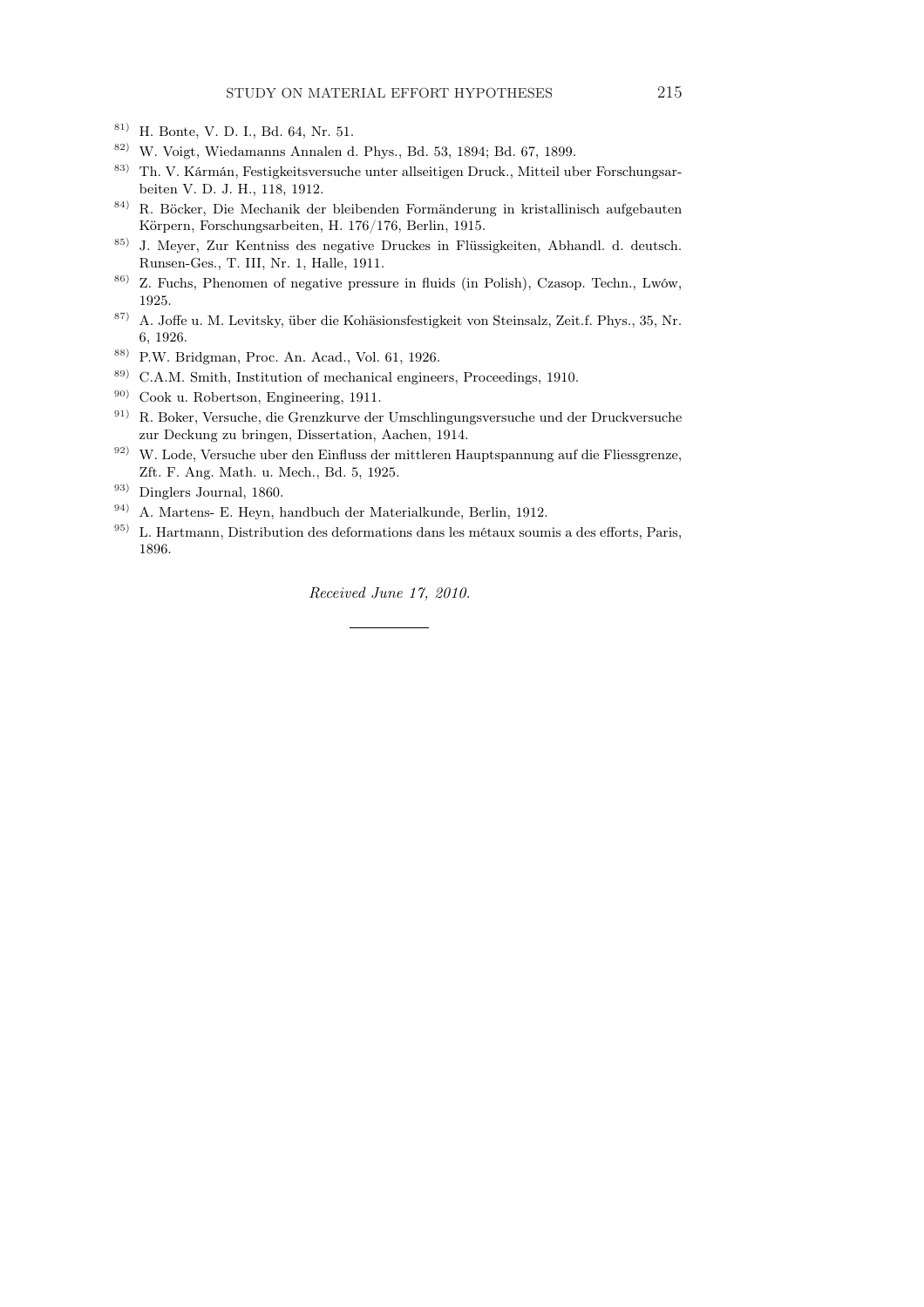[81] H. Bonte, V. D. I., Bd. 64, Nr. 51.

[82] W. Voigt, Wiedamanns Annalen d. Phys., Bd. 53, 1894; Bd. 67, 1899.

[83] Th. V. Kármán, Festigkeitsversuche unter allseitigen Druck., Mitteil uber Forschungsarbeiten V. D. J. H., 118, 1912.

[84] R. Böcker, Die Mechanik der bleibenden Formänderung in kristallinisch aufgebauten Körpern, Forschungsarbeiten, H. 176/176, Berlin, 1915.

[85] J. Meyer, Zur Kentniss des negative Druckes in Flüssigkeiten, Abhandl. d. deutsch. Runsen-Ges., T. III, Nr. 1, Halle, 1911.

[86] Z. Fuchs, Phenomen of negative pressure in fluids (in Polish), Czasop. Techn., Lwów, 1925.

[87] A. Joffe u. M. Levitsky, über die Kohäsionsfestigkeit von Steinsalz, Zeit.f. Phys., 35, Nr. 6, 1926.

[88] P.W. Bridgman, Proc. An. Acad., Vol. 61, 1926.

[89] C.A.M. Smith, Institution of mechanical engineers, Proceedings, 1910.

[90] Cook u. Robertson, Engineering, 1911.

[91] R. Boker, Versuche, die Grenzkurve der Umschlingungsversuche und der Druckversuche zur Deckung zu bringen, Dissertation, Aachen, 1914.

[92] W. Lode, Versuche uber den Einfluss der mittleren Hauptspannung auf die Fliessgrenze, Zft. F. Ang. Math. u. Mech., Bd. 5, 1925.

[93] Dinglers Journal, 1860.

[94] A. Martens- E. Heyn, handbuch der Materialkunde, Berlin, 1912.

[95] L. Hartmann, Distribution des deformations dans les métaux soumis a des efforts, Paris, 1896.

*Received June 17, 2010.*